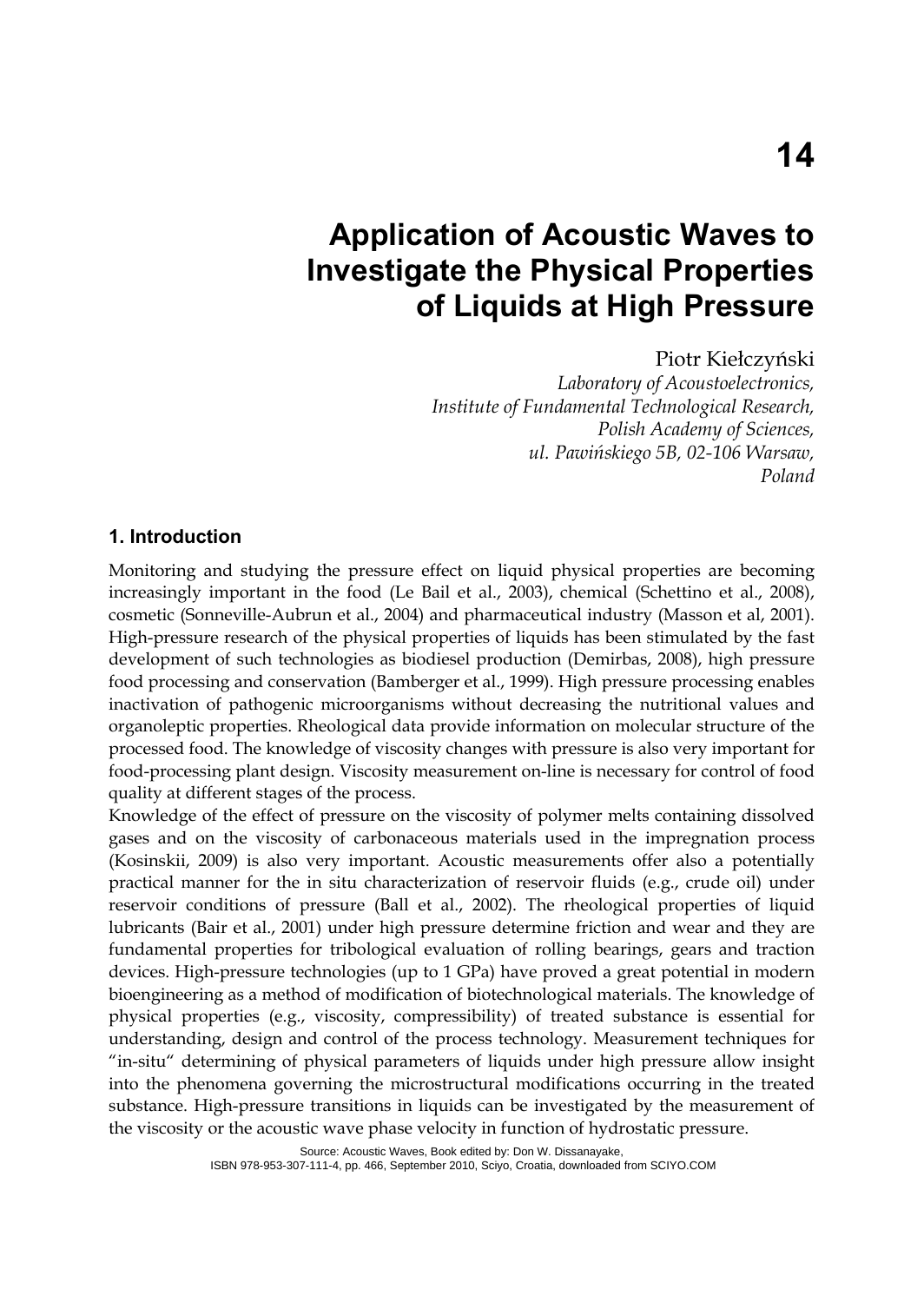# 14

# Application of Acoustic Waves to Investigate the Physical Properties of Liquids at High Pressure

Piotr Kiełczyński

*Laboratory of Acoustoelectronics,*
*Institute of Fundamental Technological Research,*
*Polish Academy of Sciences,*
*ul. Pawińskiego 5B, 02-106 Warsaw,*
*Poland*

## 1. Introduction

Monitoring and studying the pressure effect on liquid physical properties are becoming increasingly important in the food (Le Bail et al., 2003), chemical (Schettino et al., 2008), cosmetic (Sonneville-Aubrun et al., 2004) and pharmaceutical industry (Masson et al, 2001). High-pressure research of the physical properties of liquids has been stimulated by the fast development of such technologies as biodiesel production (Demirbas, 2008), high pressure food processing and conservation (Bamberger et al., 1999). High pressure processing enables inactivation of pathogenic microorganisms without decreasing the nutritional values and organoleptic properties. Rheological data provide information on molecular structure of the processed food. The knowledge of viscosity changes with pressure is also very important for food-processing plant design. Viscosity measurement on-line is necessary for control of food quality at different stages of the process.

Knowledge of the effect of pressure on the viscosity of polymer melts containing dissolved gases and on the viscosity of carbonaceous materials used in the impregnation process (Kosinskii, 2009) is also very important. Acoustic measurements offer also a potentially practical manner for the in situ characterization of reservoir fluids (e.g., crude oil) under reservoir conditions of pressure (Ball et al., 2002). The rheological properties of liquid lubricants (Bair et al., 2001) under high pressure determine friction and wear and they are fundamental properties for tribological evaluation of rolling bearings, gears and traction devices. High-pressure technologies (up to 1 GPa) have proved a great potential in modern bioengineering as a method of modification of biotechnological materials. The knowledge of physical properties (e.g., viscosity, compressibility) of treated substance is essential for understanding, design and control of the process technology. Measurement techniques for "in-situ" determining of physical parameters of liquids under high pressure allow insight into the phenomena governing the microstructural modifications occurring in the treated substance. High-pressure transitions in liquids can be investigated by the measurement of the viscosity or the acoustic wave phase velocity in function of hydrostatic pressure.

Source: Acoustic Waves, Book edited by: Don W. Dissanayake,
ISBN 978-953-307-111-4, pp. 466, September 2010, Sciyo, Croatia, downloaded from SCIYO.COM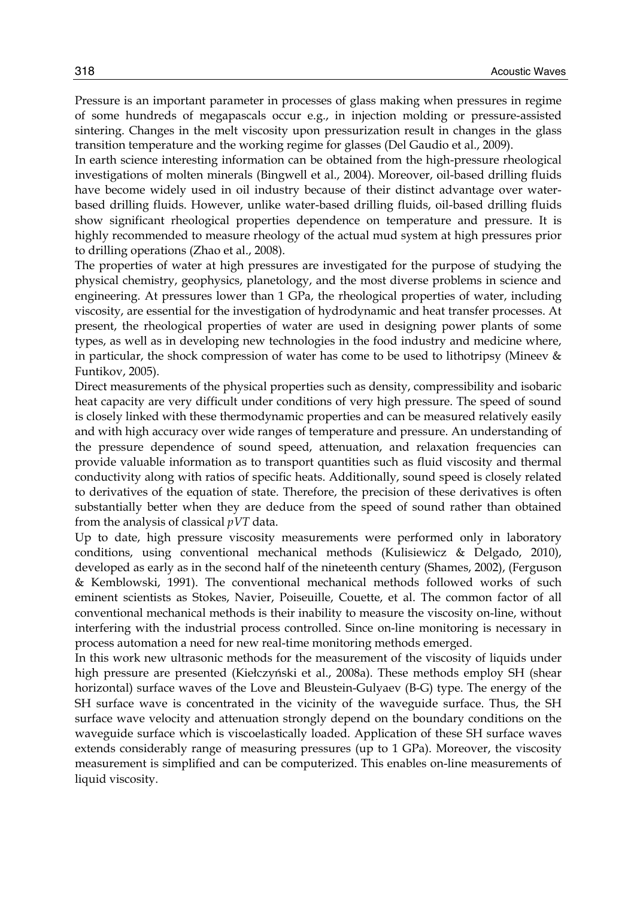Pressure is an important parameter in processes of glass making when pressures in regime of some hundreds of megapascals occur e.g., in injection molding or pressure-assisted sintering. Changes in the melt viscosity upon pressurization result in changes in the glass transition temperature and the working regime for glasses (Del Gaudio et al., 2009).

In earth science interesting information can be obtained from the high-pressure rheological investigations of molten minerals (Bingwell et al., 2004). Moreover, oil-based drilling fluids have become widely used in oil industry because of their distinct advantage over water-based drilling fluids. However, unlike water-based drilling fluids, oil-based drilling fluids show significant rheological properties dependence on temperature and pressure. It is highly recommended to measure rheology of the actual mud system at high pressures prior to drilling operations (Zhao et al., 2008).

The properties of water at high pressures are investigated for the purpose of studying the physical chemistry, geophysics, planetology, and the most diverse problems in science and engineering. At pressures lower than 1 GPa, the rheological properties of water, including viscosity, are essential for the investigation of hydrodynamic and heat transfer processes. At present, the rheological properties of water are used in designing power plants of some types, as well as in developing new technologies in the food industry and medicine where, in particular, the shock compression of water has come to be used to lithotripsy (Mineev & Funtikov, 2005).

Direct measurements of the physical properties such as density, compressibility and isobaric heat capacity are very difficult under conditions of very high pressure. The speed of sound is closely linked with these thermodynamic properties and can be measured relatively easily and with high accuracy over wide ranges of temperature and pressure. An understanding of the pressure dependence of sound speed, attenuation, and relaxation frequencies can provide valuable information as to transport quantities such as fluid viscosity and thermal conductivity along with ratios of specific heats. Additionally, sound speed is closely related to derivatives of the equation of state. Therefore, the precision of these derivatives is often substantially better when they are deduce from the speed of sound rather than obtained from the analysis of classical *pVT* data.

Up to date, high pressure viscosity measurements were performed only in laboratory conditions, using conventional mechanical methods (Kulisiewicz & Delgado, 2010), developed as early as in the second half of the nineteenth century (Shames, 2002), (Ferguson & Kemblowski, 1991). The conventional mechanical methods followed works of such eminent scientists as Stokes, Navier, Poiseuille, Couette, et al. The common factor of all conventional mechanical methods is their inability to measure the viscosity on-line, without interfering with the industrial process controlled. Since on-line monitoring is necessary in process automation a need for new real-time monitoring methods emerged.

In this work new ultrasonic methods for the measurement of the viscosity of liquids under high pressure are presented (Kiełczyński et al., 2008a). These methods employ SH (shear horizontal) surface waves of the Love and Bleustein-Gulyaev (B-G) type. The energy of the SH surface wave is concentrated in the vicinity of the waveguide surface. Thus, the SH surface wave velocity and attenuation strongly depend on the boundary conditions on the waveguide surface which is viscoelastically loaded. Application of these SH surface waves extends considerably range of measuring pressures (up to 1 GPa). Moreover, the viscosity measurement is simplified and can be computerized. This enables on-line measurements of liquid viscosity.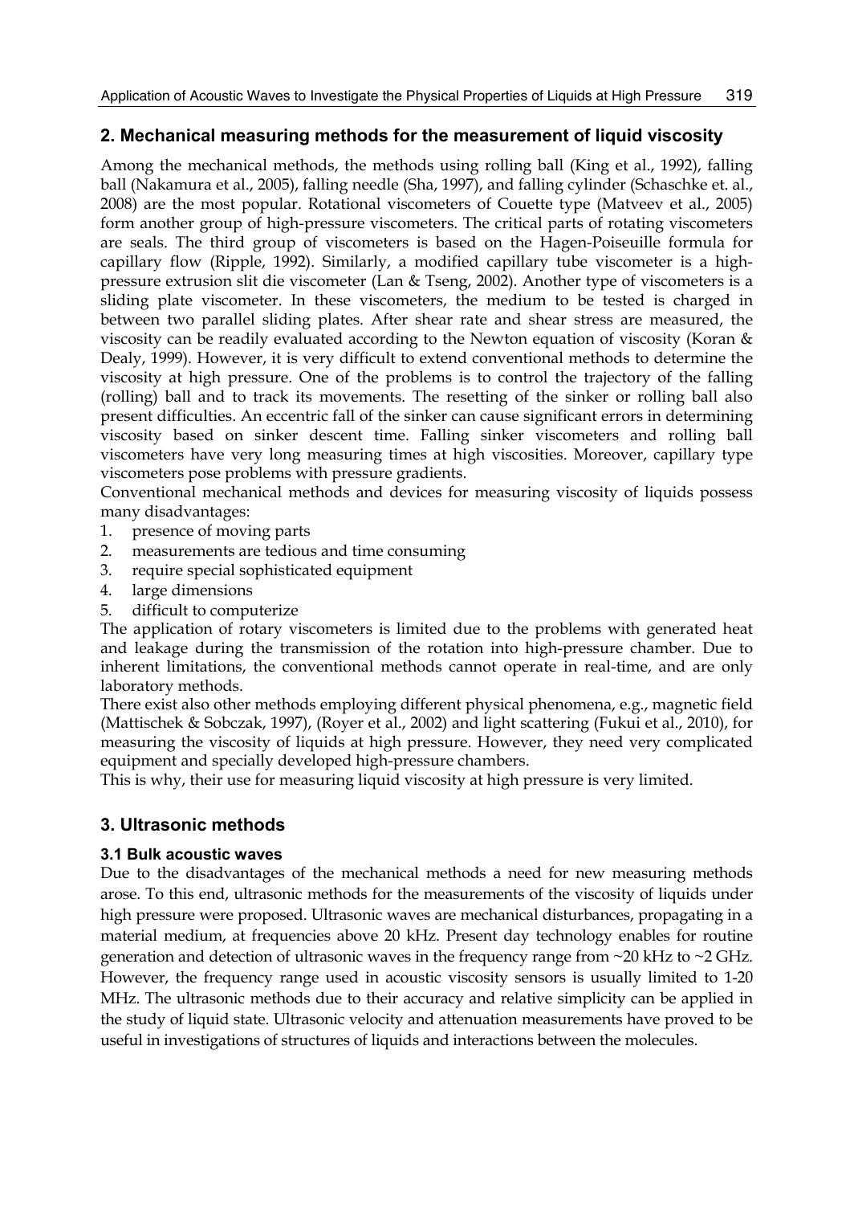## 2. Mechanical measuring methods for the measurement of liquid viscosity

Among the mechanical methods, the methods using rolling ball (King et al., 1992), falling ball (Nakamura et al., 2005), falling needle (Sha, 1997), and falling cylinder (Schaschke et. al., 2008) are the most popular. Rotational viscometers of Couette type (Matveev et al., 2005) form another group of high-pressure viscometers. The critical parts of rotating viscometers are seals. The third group of viscometers is based on the Hagen-Poiseuille formula for capillary flow (Ripple, 1992). Similarly, a modified capillary tube viscometer is a high-pressure extrusion slit die viscometer (Lan & Tseng, 2002). Another type of viscometers is a sliding plate viscometer. In these viscometers, the medium to be tested is charged in between two parallel sliding plates. After shear rate and shear stress are measured, the viscosity can be readily evaluated according to the Newton equation of viscosity (Koran & Dealy, 1999). However, it is very difficult to extend conventional methods to determine the viscosity at high pressure. One of the problems is to control the trajectory of the falling (rolling) ball and to track its movements. The resetting of the sinker or rolling ball also present difficulties. An eccentric fall of the sinker can cause significant errors in determining viscosity based on sinker descent time. Falling sinker viscometers and rolling ball viscometers have very long measuring times at high viscosities. Moreover, capillary type viscometers pose problems with pressure gradients.

Conventional mechanical methods and devices for measuring viscosity of liquids possess many disadvantages:

1. presence of moving parts
2. measurements are tedious and time consuming
3. require special sophisticated equipment
4. large dimensions
5. difficult to computerize

The application of rotary viscometers is limited due to the problems with generated heat and leakage during the transmission of the rotation into high-pressure chamber. Due to inherent limitations, the conventional methods cannot operate in real-time, and are only laboratory methods.

There exist also other methods employing different physical phenomena, e.g., magnetic field (Mattischek & Sobczak, 1997), (Royer et al., 2002) and light scattering (Fukui et al., 2010), for measuring the viscosity of liquids at high pressure. However, they need very complicated equipment and specially developed high-pressure chambers.

This is why, their use for measuring liquid viscosity at high pressure is very limited.

## 3. Ultrasonic methods

### 3.1 Bulk acoustic waves

Due to the disadvantages of the mechanical methods a need for new measuring methods arose. To this end, ultrasonic methods for the measurements of the viscosity of liquids under high pressure were proposed. Ultrasonic waves are mechanical disturbances, propagating in a material medium, at frequencies above 20 kHz. Present day technology enables for routine generation and detection of ultrasonic waves in the frequency range from ~20 kHz to ~2 GHz. However, the frequency range used in acoustic viscosity sensors is usually limited to 1-20 MHz. The ultrasonic methods due to their accuracy and relative simplicity can be applied in the study of liquid state. Ultrasonic velocity and attenuation measurements have proved to be useful in investigations of structures of liquids and interactions between the molecules.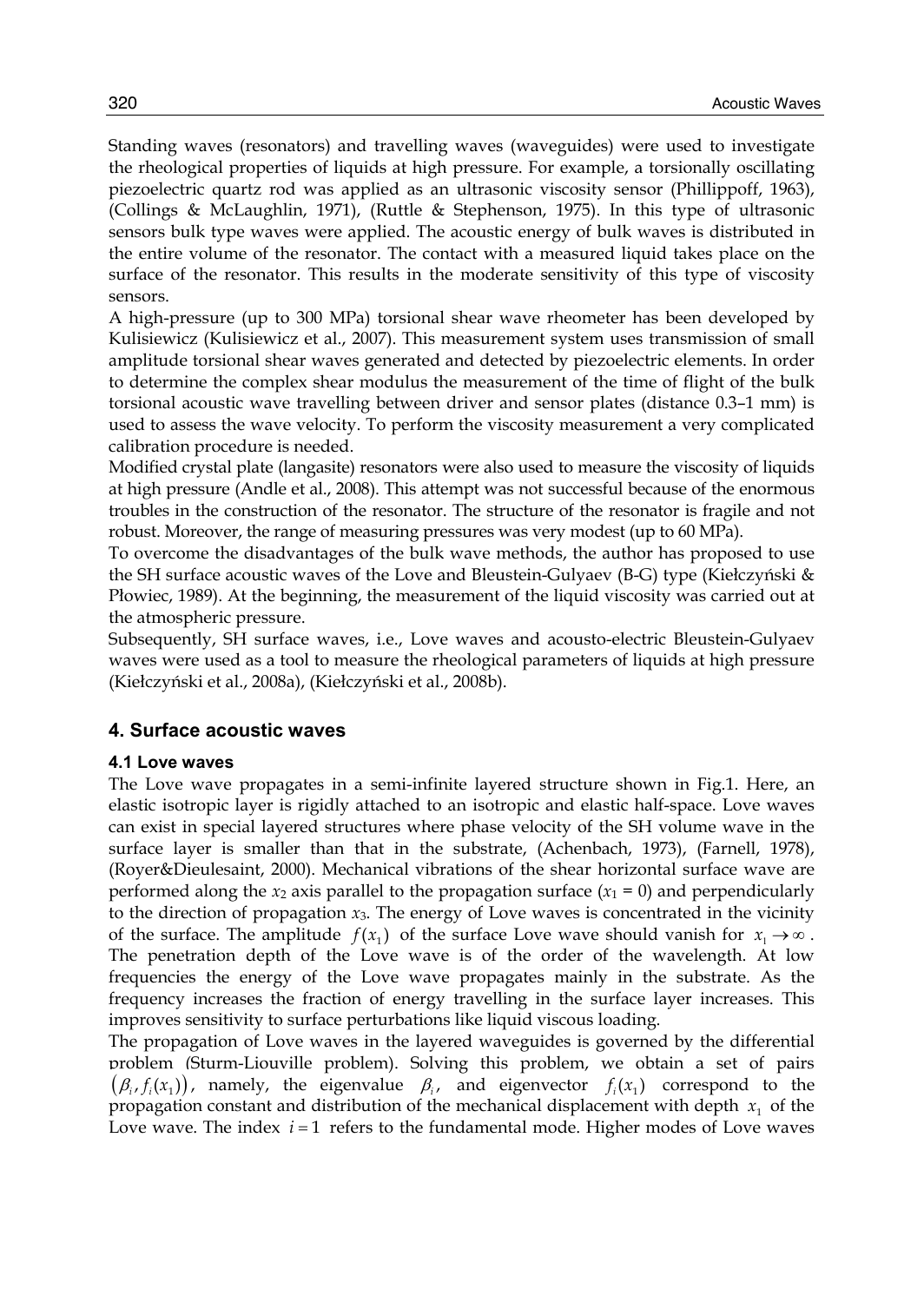Standing waves (resonators) and travelling waves (waveguides) were used to investigate the rheological properties of liquids at high pressure. For example, a torsionally oscillating piezoelectric quartz rod was applied as an ultrasonic viscosity sensor (Phillippoff, 1963), (Collings & McLaughlin, 1971), (Ruttle & Stephenson, 1975). In this type of ultrasonic sensors bulk type waves were applied. The acoustic energy of bulk waves is distributed in the entire volume of the resonator. The contact with a measured liquid takes place on the surface of the resonator. This results in the moderate sensitivity of this type of viscosity sensors.

A high-pressure (up to 300 MPa) torsional shear wave rheometer has been developed by Kulisiewicz (Kulisiewicz et al., 2007). This measurement system uses transmission of small amplitude torsional shear waves generated and detected by piezoelectric elements. In order to determine the complex shear modulus the measurement of the time of flight of the bulk torsional acoustic wave travelling between driver and sensor plates (distance 0.3–1 mm) is used to assess the wave velocity. To perform the viscosity measurement a very complicated calibration procedure is needed.

Modified crystal plate (langasite) resonators were also used to measure the viscosity of liquids at high pressure (Andle et al., 2008). This attempt was not successful because of the enormous troubles in the construction of the resonator. The structure of the resonator is fragile and not robust. Moreover, the range of measuring pressures was very modest (up to 60 MPa).

To overcome the disadvantages of the bulk wave methods, the author has proposed to use the SH surface acoustic waves of the Love and Bleustein-Gulyaev (B-G) type (Kiełczyński & Płowiec, 1989). At the beginning, the measurement of the liquid viscosity was carried out at the atmospheric pressure.

Subsequently, SH surface waves, i.e., Love waves and acousto-electric Bleustein-Gulyaev waves were used as a tool to measure the rheological parameters of liquids at high pressure (Kiełczyński et al., 2008a), (Kiełczyński et al., 2008b).

## 4. Surface acoustic waves

### 4.1 Love waves

The Love wave propagates in a semi-infinite layered structure shown in Fig.1. Here, an elastic isotropic layer is rigidly attached to an isotropic and elastic half-space. Love waves can exist in special layered structures where phase velocity of the SH volume wave in the surface layer is smaller than that in the substrate, (Achenbach, 1973), (Farnell, 1978), (Royer&Dieulesaint, 2000). Mechanical vibrations of the shear horizontal surface wave are performed along the $x_2$ axis parallel to the propagation surface ($x_1 = 0$) and perpendicularly to the direction of propagation $x_3$. The energy of Love waves is concentrated in the vicinity of the surface. The amplitude $f(x_1)$ of the surface Love wave should vanish for $x_1 \to \infty$. The penetration depth of the Love wave is of the order of the wavelength. At low frequencies the energy of the Love wave propagates mainly in the substrate. As the frequency increases the fraction of energy travelling in the surface layer increases. This improves sensitivity to surface perturbations like liquid viscous loading.

The propagation of Love waves in the layered waveguides is governed by the differential problem (Sturm-Liouville problem). Solving this problem, we obtain a set of pairs $(\beta_i, f_i(x_1))$, namely, the eigenvalue $\beta_i$, and eigenvector $f_i(x_1)$ correspond to the propagation constant and distribution of the mechanical displacement with depth $x_1$ of the Love wave. The index $i = 1$ refers to the fundamental mode. Higher modes of Love waves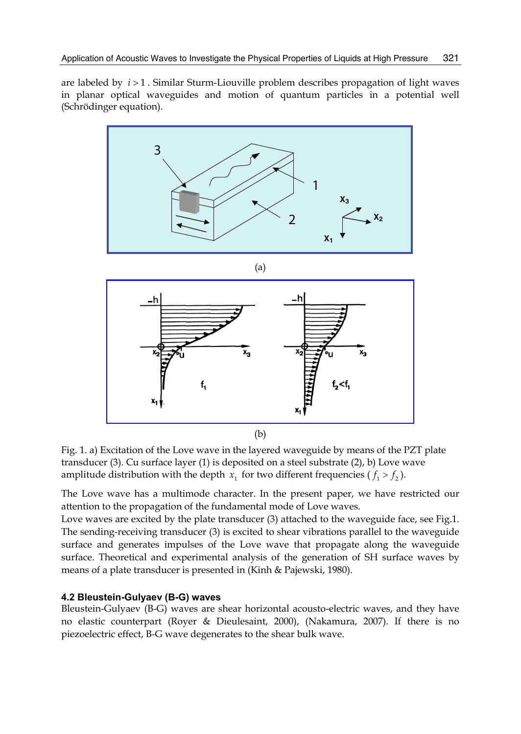are labeled by $i > 1$. Similar Sturm-Liouville problem describes propagation of light waves in planar optical waveguides and motion of quantum particles in a potential well (Schrödinger equation).

(a)

(b)

Fig. 1. a) Excitation of the Love wave in the layered waveguide by means of the PZT plate transducer (3). Cu surface layer (1) is deposited on a steel substrate (2), b) Love wave amplitude distribution with the depth $x_1$ for two different frequencies ( $f_1 > f_2$ ).

The Love wave has a multimode character. In the present paper, we have restricted our attention to the propagation of the fundamental mode of Love waves.

Love waves are excited by the plate transducer (3) attached to the waveguide face, see Fig.1. The sending-receiving transducer (3) is excited to shear vibrations parallel to the waveguide surface and generates impulses of the Love wave that propagate along the waveguide surface. Theoretical and experimental analysis of the generation of SH surface waves by means of a plate transducer is presented in (Kinh & Pajewski, 1980).

### 4.2 Bleustein-Gulyaev (B-G) waves

Bleustein-Gulyaev (B-G) waves are shear horizontal acousto-electric waves, and they have no elastic counterpart (Royer & Dieulesaint, 2000), (Nakamura, 2007). If there is no piezoelectric effect, B-G wave degenerates to the shear bulk wave.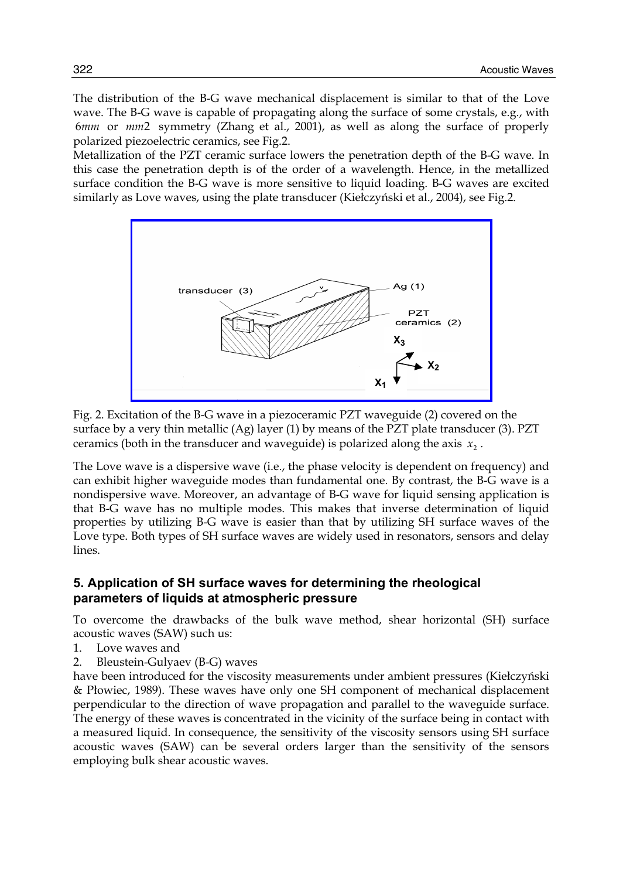The distribution of the B-G wave mechanical displacement is similar to that of the Love wave. The B-G wave is capable of propagating along the surface of some crystals, e.g., with $6mm$ or $mm2$ symmetry (Zhang et al., 2001), as well as along the surface of properly polarized piezoelectric ceramics, see Fig.2.

Metallization of the PZT ceramic surface lowers the penetration depth of the B-G wave. In this case the penetration depth is of the order of a wavelength. Hence, in the metallized surface condition the B-G wave is more sensitive to liquid loading. B-G waves are excited similarly as Love waves, using the plate transducer (Kiełczyński et al., 2004), see Fig.2.

Fig. 2. Excitation of the B-G wave in a piezoceramic PZT waveguide (2) covered on the surface by a very thin metallic (Ag) layer (1) by means of the PZT plate transducer (3). PZT ceramics (both in the transducer and waveguide) is polarized along the axis $x_2$.

The Love wave is a dispersive wave (i.e., the phase velocity is dependent on frequency) and can exhibit higher waveguide modes than fundamental one. By contrast, the B-G wave is a nondispersive wave. Moreover, an advantage of B-G wave for liquid sensing application is that B-G wave has no multiple modes. This makes that inverse determination of liquid properties by utilizing B-G wave is easier than that by utilizing SH surface waves of the Love type. Both types of SH surface waves are widely used in resonators, sensors and delay lines.

## 5. Application of SH surface waves for determining the rheological parameters of liquids at atmospheric pressure

To overcome the drawbacks of the bulk wave method, shear horizontal (SH) surface acoustic waves (SAW) such us:

1. Love waves and
2. Bleustein-Gulyaev (B-G) waves

have been introduced for the viscosity measurements under ambient pressures (Kiełczyński & Płowiec, 1989). These waves have only one SH component of mechanical displacement perpendicular to the direction of wave propagation and parallel to the waveguide surface. The energy of these waves is concentrated in the vicinity of the surface being in contact with a measured liquid. In consequence, the sensitivity of the viscosity sensors using SH surface acoustic waves (SAW) can be several orders larger than the sensitivity of the sensors employing bulk shear acoustic waves.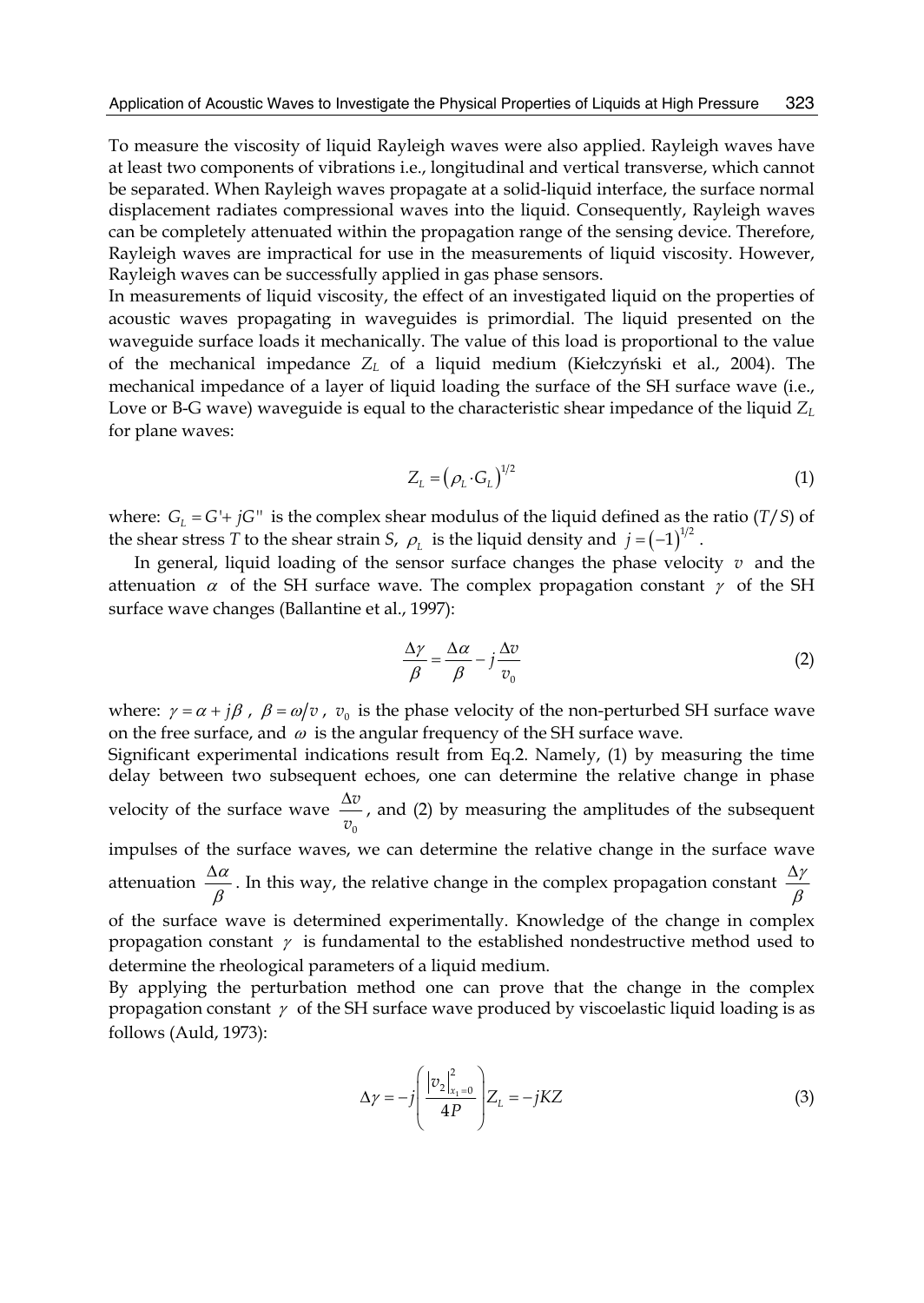To measure the viscosity of liquid Rayleigh waves were also applied. Rayleigh waves have at least two components of vibrations i.e., longitudinal and vertical transverse, which cannot be separated. When Rayleigh waves propagate at a solid-liquid interface, the surface normal displacement radiates compressional waves into the liquid. Consequently, Rayleigh waves can be completely attenuated within the propagation range of the sensing device. Therefore, Rayleigh waves are impractical for use in the measurements of liquid viscosity. However, Rayleigh waves can be successfully applied in gas phase sensors.

In measurements of liquid viscosity, the effect of an investigated liquid on the properties of acoustic waves propagating in waveguides is primordial. The liquid presented on the waveguide surface loads it mechanically. The value of this load is proportional to the value of the mechanical impedance $Z_L$ of a liquid medium (Kiełczyński et al., 2004). The mechanical impedance of a layer of liquid loading the surface of the SH surface wave (i.e., Love or B-G wave) waveguide is equal to the characteristic shear impedance of the liquid $Z_L$ for plane waves:

$$Z_L = \left(\rho_L \cdot G_L\right)^{1/2} \tag{1}$$

where: $G_L = G' + jG''$ is the complex shear modulus of the liquid defined as the ratio $(T/S)$ of the shear stress $T$ to the shear strain $S$, $\rho_L$ is the liquid density and $j = (-1)^{1/2}$.

In general, liquid loading of the sensor surface changes the phase velocity $v$ and the attenuation $\alpha$ of the SH surface wave. The complex propagation constant $\gamma$ of the SH surface wave changes (Ballantine et al., 1997):

$$\frac{\Delta\gamma}{\beta} = \frac{\Delta\alpha}{\beta} - j\frac{\Delta v}{v_0} \tag{2}$$

where: $\gamma = \alpha + j\beta$, $\beta = \omega/v$, $v_0$ is the phase velocity of the non-perturbed SH surface wave on the free surface, and $\omega$ is the angular frequency of the SH surface wave.

Significant experimental indications result from Eq.2. Namely, (1) by measuring the time delay between two subsequent echoes, one can determine the relative change in phase velocity of the surface wave $\frac{\Delta v}{v_0}$, and (2) by measuring the amplitudes of the subsequent impulses of the surface waves, we can determine the relative change in the surface wave attenuation $\frac{\Delta\alpha}{\beta}$. In this way, the relative change in the complex propagation constant $\frac{\Delta\gamma}{\beta}$ of the surface wave is determined experimentally. Knowledge of the change in complex propagation constant $\gamma$ is fundamental to the established nondestructive method used to determine the rheological parameters of a liquid medium.

By applying the perturbation method one can prove that the change in the complex propagation constant $\gamma$ of the SH surface wave produced by viscoelastic liquid loading is as follows (Auld, 1973):

$$\Delta\gamma = -j\left(\frac{\left|v_2\right|^2_{x_1=0}}{4P}\right)Z_L = -jKZ \tag{3}$$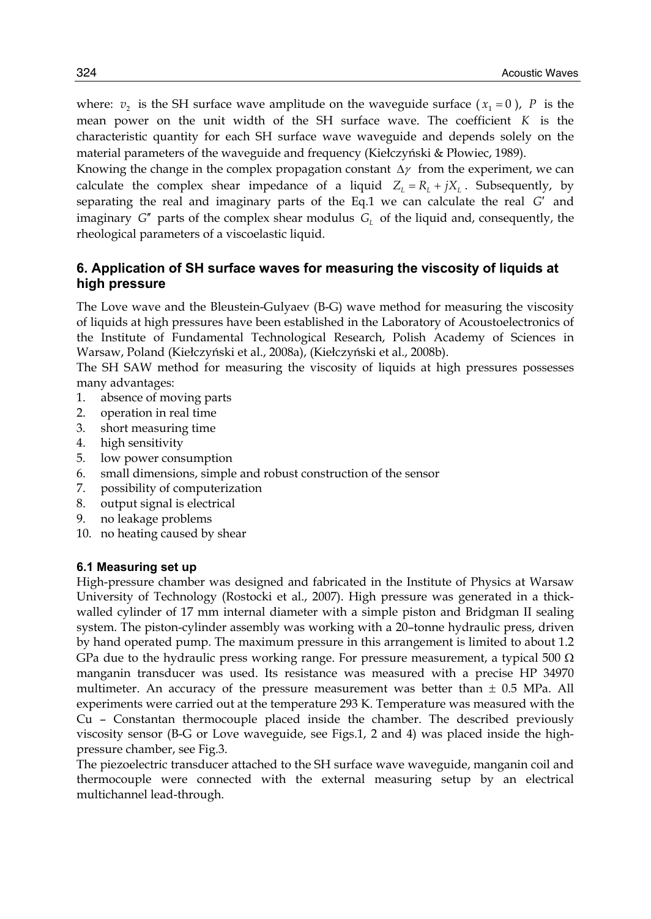where: $v_2$ is the SH surface wave amplitude on the waveguide surface ($x_1 = 0$), $P$ is the mean power on the unit width of the SH surface wave. The coefficient $K$ is the characteristic quantity for each SH surface wave waveguide and depends solely on the material parameters of the waveguide and frequency (Kiełczyński & Płowiec, 1989).

Knowing the change in the complex propagation constant $\Delta\gamma$ from the experiment, we can calculate the complex shear impedance of a liquid $Z_L = R_L + jX_L$. Subsequently, by separating the real and imaginary parts of the Eq.1 we can calculate the real $G'$ and imaginary $G''$ parts of the complex shear modulus $G_L$ of the liquid and, consequently, the rheological parameters of a viscoelastic liquid.

## 6. Application of SH surface waves for measuring the viscosity of liquids at high pressure

The Love wave and the Bleustein-Gulyaev (B-G) wave method for measuring the viscosity of liquids at high pressures have been established in the Laboratory of Acoustoelectronics of the Institute of Fundamental Technological Research, Polish Academy of Sciences in Warsaw, Poland (Kiełczyński et al., 2008a), (Kiełczyński et al., 2008b).

The SH SAW method for measuring the viscosity of liquids at high pressures possesses many advantages:

1. absence of moving parts
2. operation in real time
3. short measuring time
4. high sensitivity
5. low power consumption
6. small dimensions, simple and robust construction of the sensor
7. possibility of computerization
8. output signal is electrical
9. no leakage problems
10. no heating caused by shear

### 6.1 Measuring set up

High-pressure chamber was designed and fabricated in the Institute of Physics at Warsaw University of Technology (Rostocki et al., 2007). High pressure was generated in a thick-walled cylinder of 17 mm internal diameter with a simple piston and Bridgman II sealing system. The piston-cylinder assembly was working with a 20–tonne hydraulic press, driven by hand operated pump. The maximum pressure in this arrangement is limited to about 1.2 GPa due to the hydraulic press working range. For pressure measurement, a typical 500 Ω manganin transducer was used. Its resistance was measured with a precise HP 34970 multimeter. An accuracy of the pressure measurement was better than ± 0.5 MPa. All experiments were carried out at the temperature 293 K. Temperature was measured with the Cu – Constantan thermocouple placed inside the chamber. The described previously viscosity sensor (B-G or Love waveguide, see Figs.1, 2 and 4) was placed inside the high-pressure chamber, see Fig.3.

The piezoelectric transducer attached to the SH surface wave waveguide, manganin coil and thermocouple were connected with the external measuring setup by an electrical multichannel lead-through.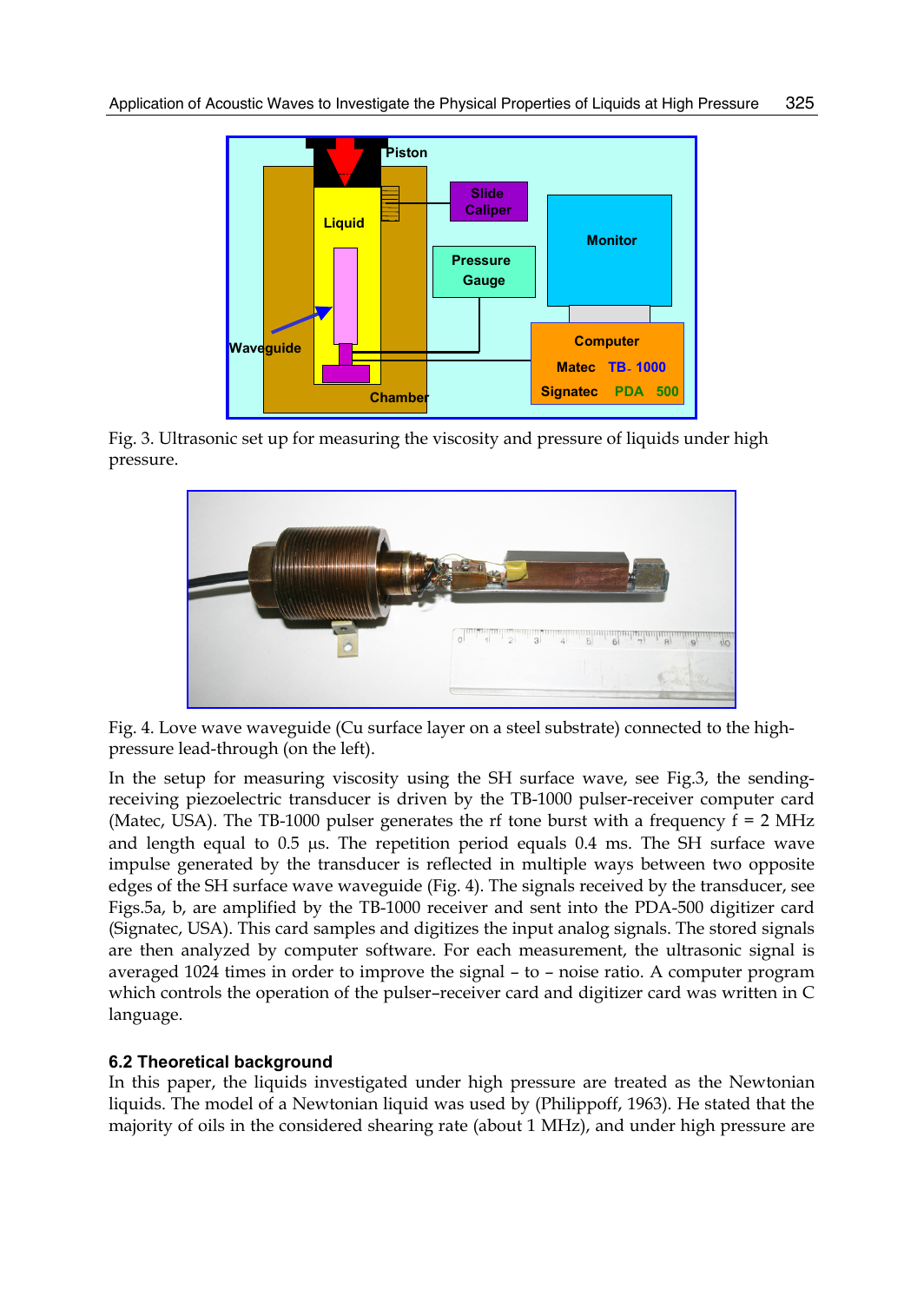Fig. 3. Ultrasonic set up for measuring the viscosity and pressure of liquids under high pressure.

Fig. 4. Love wave waveguide (Cu surface layer on a steel substrate) connected to the high-pressure lead-through (on the left).

In the setup for measuring viscosity using the SH surface wave, see Fig.3, the sending-receiving piezoelectric transducer is driven by the TB-1000 pulser-receiver computer card (Matec, USA). The TB-1000 pulser generates the rf tone burst with a frequency f = 2 MHz and length equal to 0.5 μs. The repetition period equals 0.4 ms. The SH surface wave impulse generated by the transducer is reflected in multiple ways between two opposite edges of the SH surface wave waveguide (Fig. 4). The signals received by the transducer, see Figs.5a, b, are amplified by the TB-1000 receiver and sent into the PDA-500 digitizer card (Signatec, USA). This card samples and digitizes the input analog signals. The stored signals are then analyzed by computer software. For each measurement, the ultrasonic signal is averaged 1024 times in order to improve the signal – to – noise ratio. A computer program which controls the operation of the pulser–receiver card and digitizer card was written in C language.

### 6.2 Theoretical background

In this paper, the liquids investigated under high pressure are treated as the Newtonian liquids. The model of a Newtonian liquid was used by (Philippoff, 1963). He stated that the majority of oils in the considered shearing rate (about 1 MHz), and under high pressure are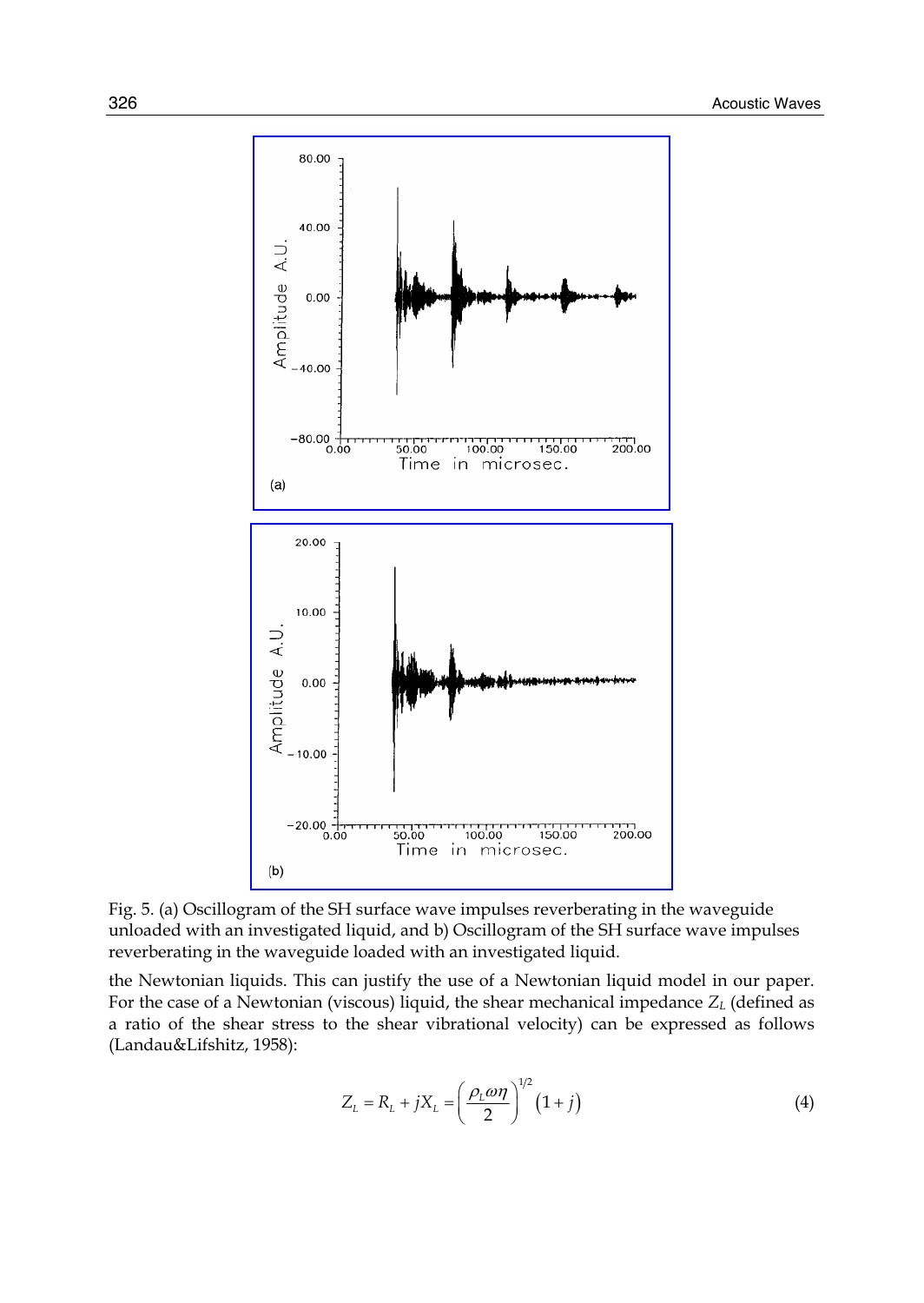Fig. 5. (a) Oscillogram of the SH surface wave impulses reverberating in the waveguide unloaded with an investigated liquid, and b) Oscillogram of the SH surface wave impulses reverberating in the waveguide loaded with an investigated liquid.

the Newtonian liquids. This can justify the use of a Newtonian liquid model in our paper. For the case of a Newtonian (viscous) liquid, the shear mechanical impedance $Z_L$ (defined as a ratio of the shear stress to the shear vibrational velocity) can be expressed as follows (Landau&Lifshitz, 1958):

$$Z_L = R_L + jX_L = \left(\frac{\rho_L \omega \eta}{2}\right)^{1/2}(1+j) \tag{4}$$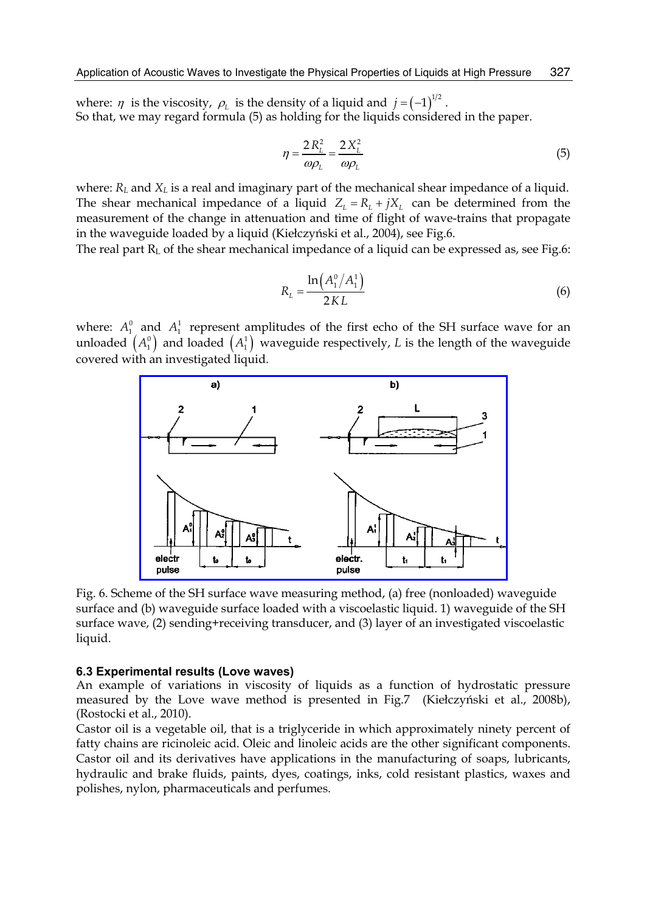where: $\eta$ is the viscosity, $\rho_L$ is the density of a liquid and $j = (-1)^{1/2}$.
So that, we may regard formula (5) as holding for the liquids considered in the paper.

$$\eta = \frac{2R_L^2}{\omega\rho_L} = \frac{2X_L^2}{\omega\rho_L} \tag{5}$$

where: $R_L$ and $X_L$ is a real and imaginary part of the mechanical shear impedance of a liquid. The shear mechanical impedance of a liquid $Z_L = R_L + jX_L$ can be determined from the measurement of the change in attenuation and time of flight of wave-trains that propagate in the waveguide loaded by a liquid (Kiełczyński et al., 2004), see Fig.6.
The real part $R_L$ of the shear mechanical impedance of a liquid can be expressed as, see Fig.6:

$$R_L = \frac{\ln\left(A_1^0 / A_1^1\right)}{2KL} \tag{6}$$

where: $A_1^0$ and $A_1^1$ represent amplitudes of the first echo of the SH surface wave for an unloaded $\left(A_1^0\right)$ and loaded $\left(A_1^1\right)$ waveguide respectively, $L$ is the length of the waveguide covered with an investigated liquid.

Fig. 6. Scheme of the SH surface wave measuring method, (a) free (nonloaded) waveguide surface and (b) waveguide surface loaded with a viscoelastic liquid. 1) waveguide of the SH surface wave, (2) sending+receiving transducer, and (3) layer of an investigated viscoelastic liquid.

### 6.3 Experimental results (Love waves)

An example of variations in viscosity of liquids as a function of hydrostatic pressure measured by the Love wave method is presented in Fig.7 (Kiełczyński et al., 2008b), (Rostocki et al., 2010).
Castor oil is a vegetable oil, that is a triglyceride in which approximately ninety percent of fatty chains are ricinoleic acid. Oleic and linoleic acids are the other significant components. Castor oil and its derivatives have applications in the manufacturing of soaps, lubricants, hydraulic and brake fluids, paints, dyes, coatings, inks, cold resistant plastics, waxes and polishes, nylon, pharmaceuticals and perfumes.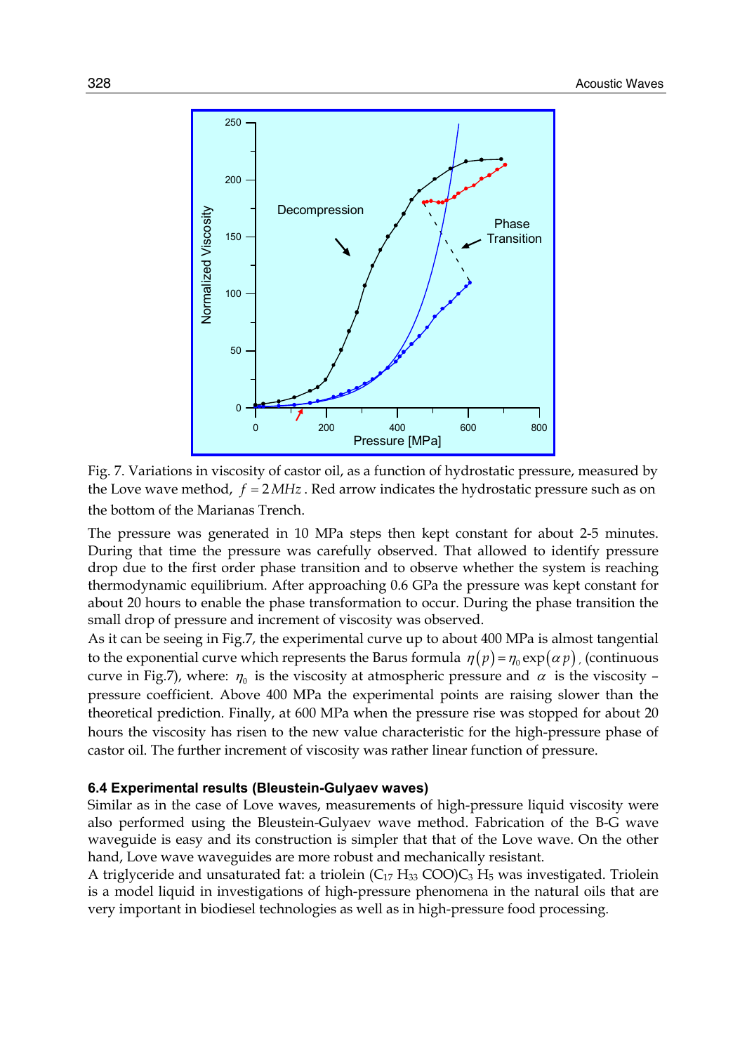Fig. 7. Variations in viscosity of castor oil, as a function of hydrostatic pressure, measured by the Love wave method, $f = 2\,MHz$ . Red arrow indicates the hydrostatic pressure such as on the bottom of the Marianas Trench.

The pressure was generated in 10 MPa steps then kept constant for about 2-5 minutes. During that time the pressure was carefully observed. That allowed to identify pressure drop due to the first order phase transition and to observe whether the system is reaching thermodynamic equilibrium. After approaching 0.6 GPa the pressure was kept constant for about 20 hours to enable the phase transformation to occur. During the phase transition the small drop of pressure and increment of viscosity was observed.

As it can be seeing in Fig.7, the experimental curve up to about 400 MPa is almost tangential to the exponential curve which represents the Barus formula $\eta(p) = \eta_0 \exp(\alpha p)$ , (continuous curve in Fig.7), where: $\eta_0$ is the viscosity at atmospheric pressure and $\alpha$ is the viscosity – pressure coefficient. Above 400 MPa the experimental points are raising slower than the theoretical prediction. Finally, at 600 MPa when the pressure rise was stopped for about 20 hours the viscosity has risen to the new value characteristic for the high-pressure phase of castor oil. The further increment of viscosity was rather linear function of pressure.

### 6.4 Experimental results (Bleustein-Gulyaev waves)

Similar as in the case of Love waves, measurements of high-pressure liquid viscosity were also performed using the Bleustein-Gulyaev wave method. Fabrication of the B-G wave waveguide is easy and its construction is simpler that that of the Love wave. On the other hand, Love wave waveguides are more robust and mechanically resistant.

A triglyceride and unsaturated fat: a triolein ($C_{17}\,H_{33}\,COO)C_3\,H_5$ was investigated. Triolein is a model liquid in investigations of high-pressure phenomena in the natural oils that are very important in biodiesel technologies as well as in high-pressure food processing.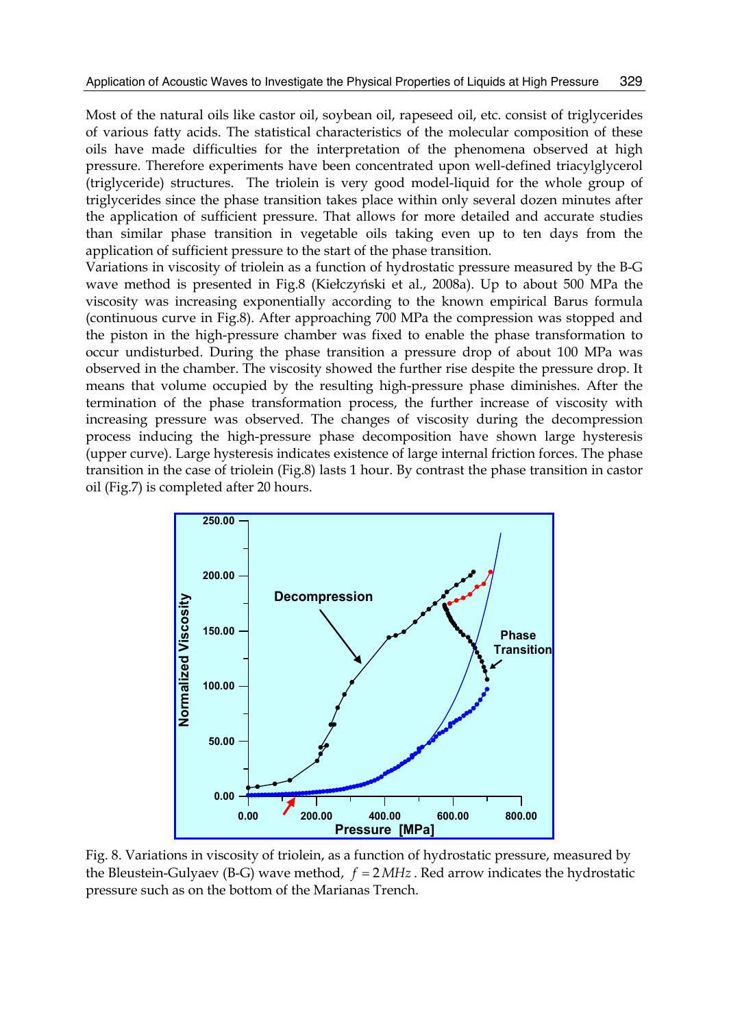Most of the natural oils like castor oil, soybean oil, rapeseed oil, etc. consist of triglycerides of various fatty acids. The statistical characteristics of the molecular composition of these oils have made difficulties for the interpretation of the phenomena observed at high pressure. Therefore experiments have been concentrated upon well-defined triacylglycerol (triglyceride) structures. The triolein is very good model-liquid for the whole group of triglycerides since the phase transition takes place within only several dozen minutes after the application of sufficient pressure. That allows for more detailed and accurate studies than similar phase transition in vegetable oils taking even up to ten days from the application of sufficient pressure to the start of the phase transition.

Variations in viscosity of triolein as a function of hydrostatic pressure measured by the B-G wave method is presented in Fig.8 (Kiełczyński et al., 2008a). Up to about 500 MPa the viscosity was increasing exponentially according to the known empirical Barus formula (continuous curve in Fig.8). After approaching 700 MPa the compression was stopped and the piston in the high-pressure chamber was fixed to enable the phase transformation to occur undisturbed. During the phase transition a pressure drop of about 100 MPa was observed in the chamber. The viscosity showed the further rise despite the pressure drop. It means that volume occupied by the resulting high-pressure phase diminishes. After the termination of the phase transformation process, the further increase of viscosity with increasing pressure was observed. The changes of viscosity during the decompression process inducing the high-pressure phase decomposition have shown large hysteresis (upper curve). Large hysteresis indicates existence of large internal friction forces. The phase transition in the case of triolein (Fig.8) lasts 1 hour. By contrast the phase transition in castor oil (Fig.7) is completed after 20 hours.

Fig. 8. Variations in viscosity of triolein, as a function of hydrostatic pressure, measured by the Bleustein-Gulyaev (B-G) wave method, $f = 2\,MHz$. Red arrow indicates the hydrostatic pressure such as on the bottom of the Marianas Trench.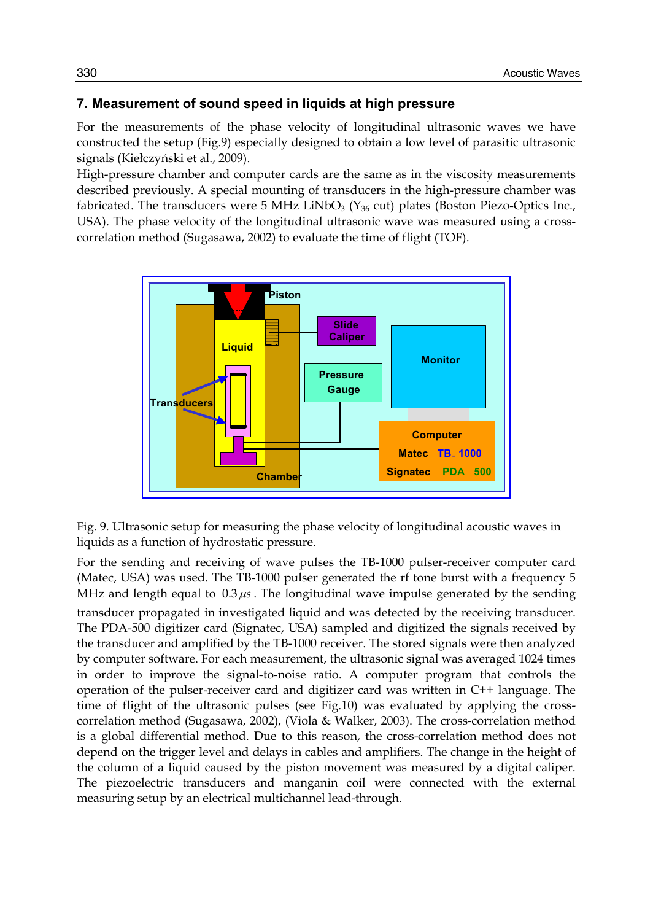## 7. Measurement of sound speed in liquids at high pressure

For the measurements of the phase velocity of longitudinal ultrasonic waves we have constructed the setup (Fig.9) especially designed to obtain a low level of parasitic ultrasonic signals (Kiełczyński et al., 2009).

High-pressure chamber and computer cards are the same as in the viscosity measurements described previously. A special mounting of transducers in the high-pressure chamber was fabricated. The transducers were 5 MHz $LiNbO_3$ ($Y_{36}$ cut) plates (Boston Piezo-Optics Inc., USA). The phase velocity of the longitudinal ultrasonic wave was measured using a cross-correlation method (Sugasawa, 2002) to evaluate the time of flight (TOF).

Fig. 9. Ultrasonic setup for measuring the phase velocity of longitudinal acoustic waves in liquids as a function of hydrostatic pressure.

For the sending and receiving of wave pulses the TB-1000 pulser-receiver computer card (Matec, USA) was used. The TB-1000 pulser generated the rf tone burst with a frequency 5 MHz and length equal to $0.3\,\mu s$. The longitudinal wave impulse generated by the sending transducer propagated in investigated liquid and was detected by the receiving transducer. The PDA-500 digitizer card (Signatec, USA) sampled and digitized the signals received by the transducer and amplified by the TB-1000 receiver. The stored signals were then analyzed by computer software. For each measurement, the ultrasonic signal was averaged 1024 times in order to improve the signal-to-noise ratio. A computer program that controls the operation of the pulser-receiver card and digitizer card was written in C++ language. The time of flight of the ultrasonic pulses (see Fig.10) was evaluated by applying the cross-correlation method (Sugasawa, 2002), (Viola & Walker, 2003). The cross-correlation method is a global differential method. Due to this reason, the cross-correlation method does not depend on the trigger level and delays in cables and amplifiers. The change in the height of the column of a liquid caused by the piston movement was measured by a digital caliper. The piezoelectric transducers and manganin coil were connected with the external measuring setup by an electrical multichannel lead-through.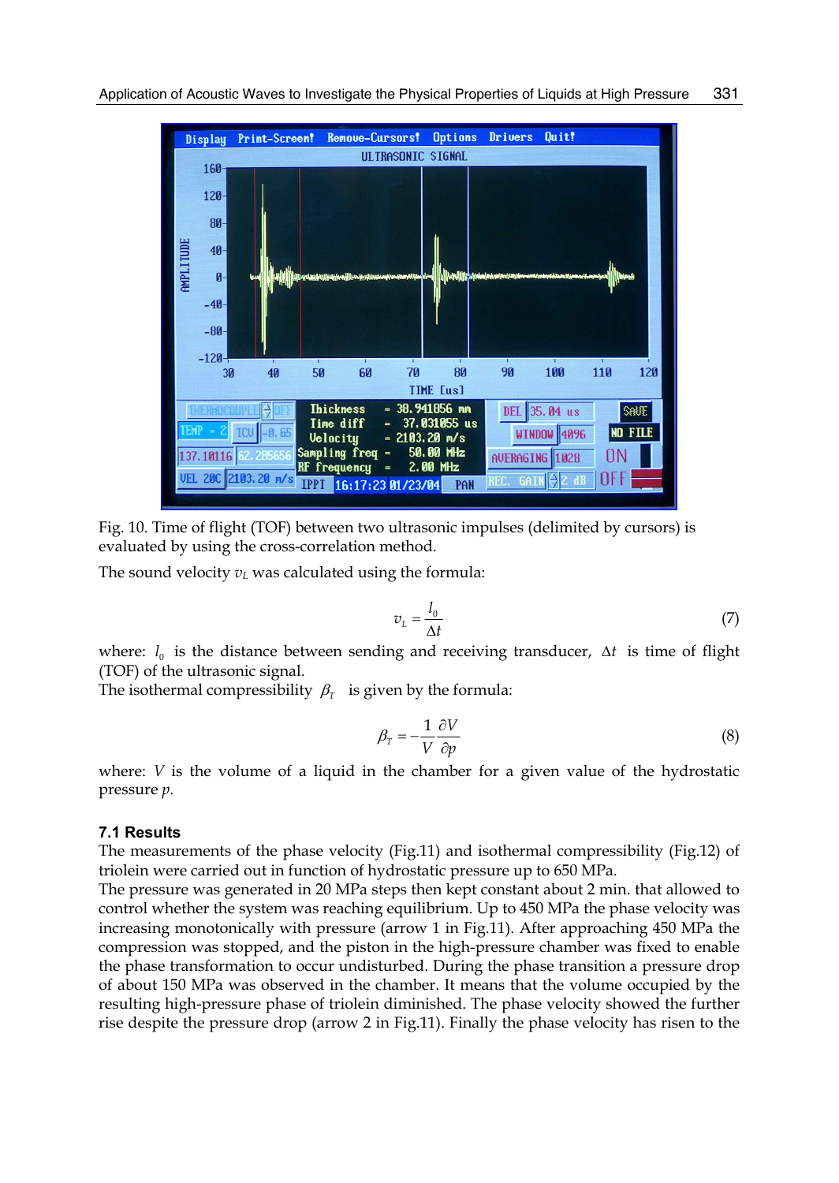Fig. 10. Time of flight (TOF) between two ultrasonic impulses (delimited by cursors) is evaluated by using the cross-correlation method.

The sound velocity $v_L$ was calculated using the formula:

$$v_L = \frac{l_0}{\Delta t} \tag{7}$$

where: $l_0$ is the distance between sending and receiving transducer, $\Delta t$ is time of flight (TOF) of the ultrasonic signal.

The isothermal compressibility $\beta_T$ is given by the formula:

$$\beta_T = -\frac{1}{V}\frac{\partial V}{\partial p} \tag{8}$$

where: $V$ is the volume of a liquid in the chamber for a given value of the hydrostatic pressure $p$.

### 7.1 Results

The measurements of the phase velocity (Fig.11) and isothermal compressibility (Fig.12) of triolein were carried out in function of hydrostatic pressure up to 650 MPa.

The pressure was generated in 20 MPa steps then kept constant about 2 min. that allowed to control whether the system was reaching equilibrium. Up to 450 MPa the phase velocity was increasing monotonically with pressure (arrow 1 in Fig.11). After approaching 450 MPa the compression was stopped, and the piston in the high-pressure chamber was fixed to enable the phase transformation to occur undisturbed. During the phase transition a pressure drop of about 150 MPa was observed in the chamber. It means that the volume occupied by the resulting high-pressure phase of triolein diminished. The phase velocity showed the further rise despite the pressure drop (arrow 2 in Fig.11). Finally the phase velocity has risen to the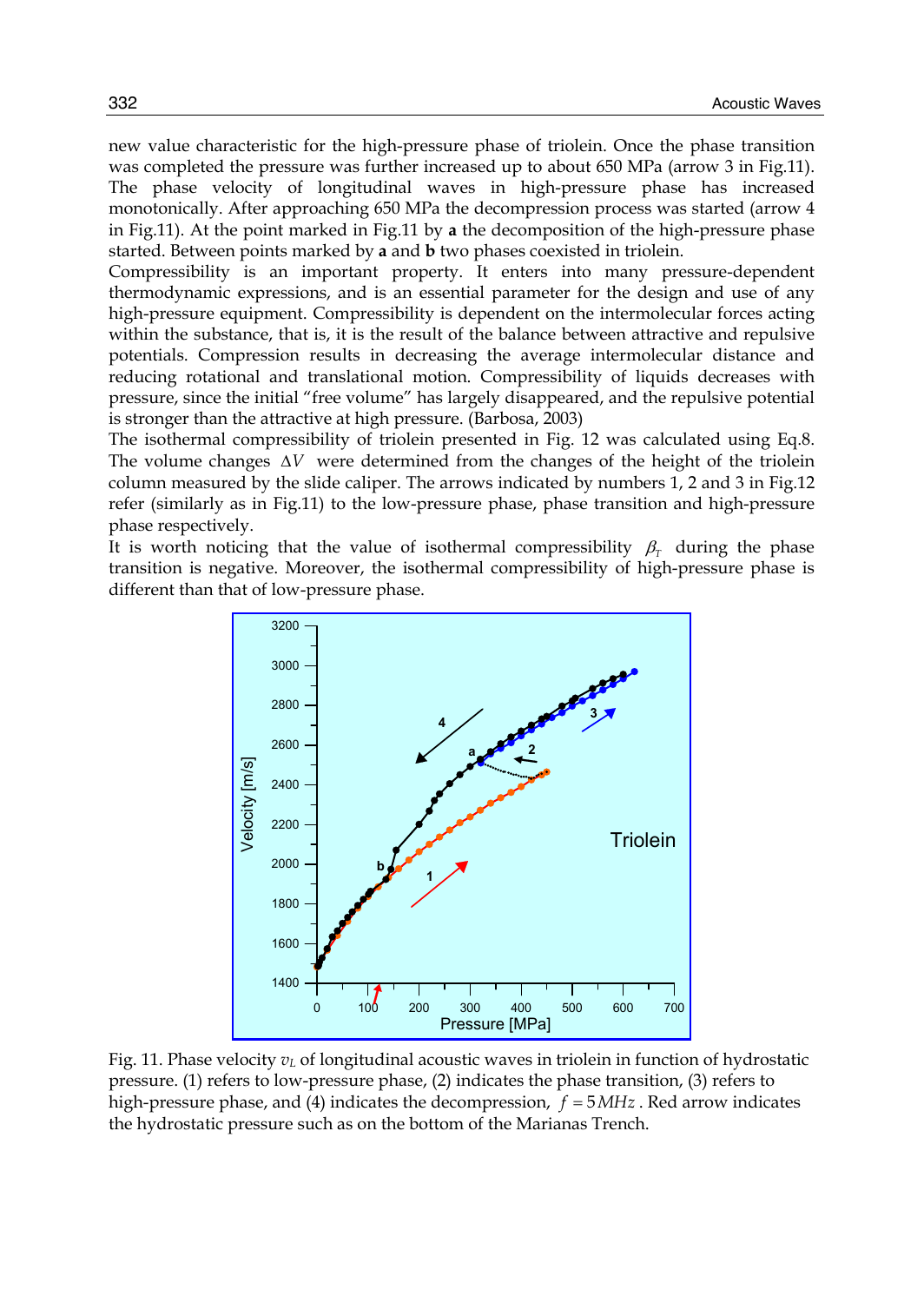new value characteristic for the high-pressure phase of triolein. Once the phase transition was completed the pressure was further increased up to about 650 MPa (arrow 3 in Fig.11). The phase velocity of longitudinal waves in high-pressure phase has increased monotonically. After approaching 650 MPa the decompression process was started (arrow 4 in Fig.11). At the point marked in Fig.11 by **a** the decomposition of the high-pressure phase started. Between points marked by **a** and **b** two phases coexisted in triolein.

Compressibility is an important property. It enters into many pressure-dependent thermodynamic expressions, and is an essential parameter for the design and use of any high-pressure equipment. Compressibility is dependent on the intermolecular forces acting within the substance, that is, it is the result of the balance between attractive and repulsive potentials. Compression results in decreasing the average intermolecular distance and reducing rotational and translational motion. Compressibility of liquids decreases with pressure, since the initial "free volume" has largely disappeared, and the repulsive potential is stronger than the attractive at high pressure. (Barbosa, 2003)

The isothermal compressibility of triolein presented in Fig. 12 was calculated using Eq.8. The volume changes $\Delta V$ were determined from the changes of the height of the triolein column measured by the slide caliper. The arrows indicated by numbers 1, 2 and 3 in Fig.12 refer (similarly as in Fig.11) to the low-pressure phase, phase transition and high-pressure phase respectively.

It is worth noticing that the value of isothermal compressibility $\beta_T$ during the phase transition is negative. Moreover, the isothermal compressibility of high-pressure phase is different than that of low-pressure phase.

Fig. 11. Phase velocity $v_L$ of longitudinal acoustic waves in triolein in function of hydrostatic pressure. (1) refers to low-pressure phase, (2) indicates the phase transition, (3) refers to high-pressure phase, and (4) indicates the decompression, $f = 5MHz$. Red arrow indicates the hydrostatic pressure such as on the bottom of the Marianas Trench.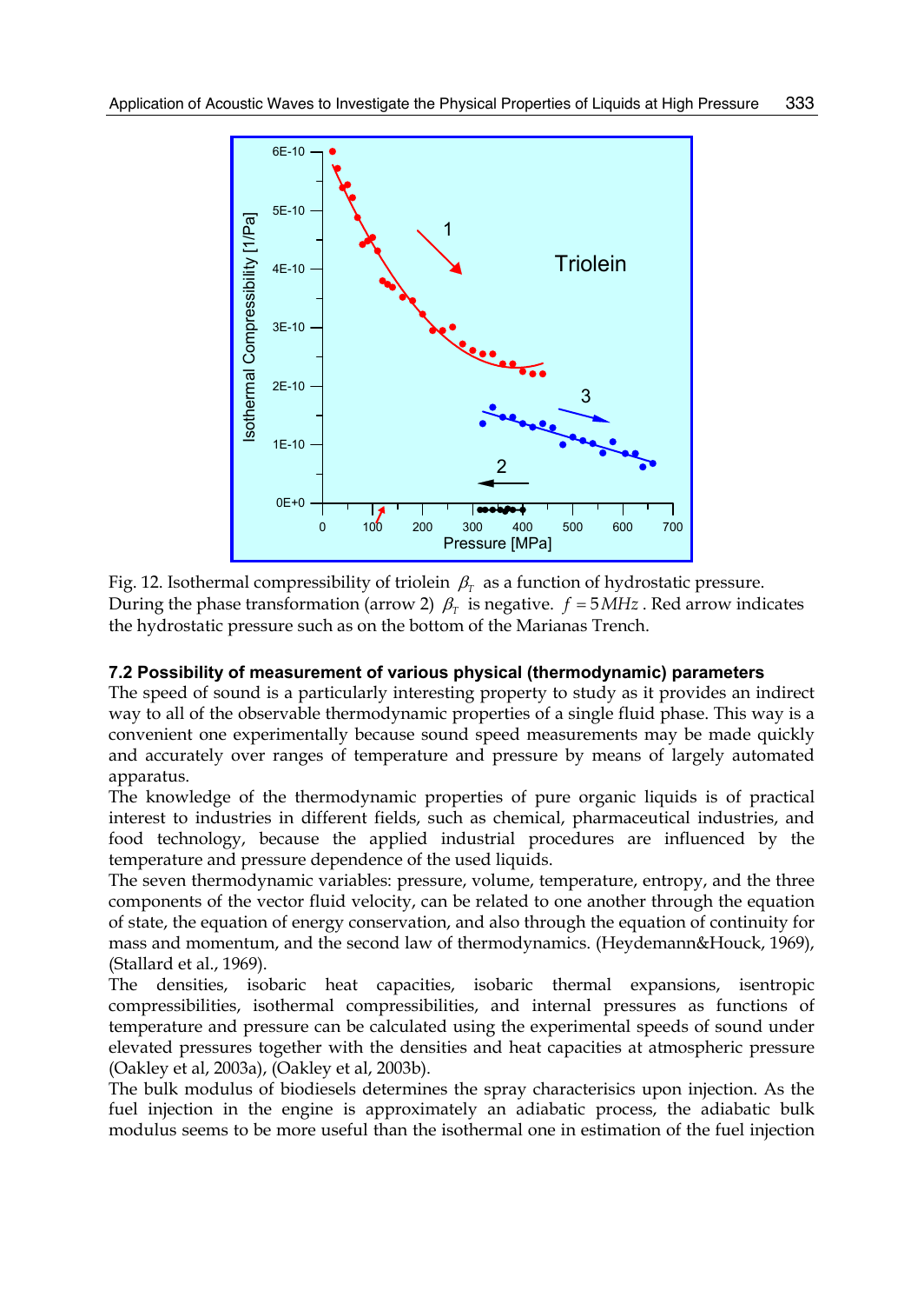Fig. 12. Isothermal compressibility of triolein $\beta_T$ as a function of hydrostatic pressure. During the phase transformation (arrow 2) $\beta_T$ is negative. $f = 5MHz$. Red arrow indicates the hydrostatic pressure such as on the bottom of the Marianas Trench.

### 7.2 Possibility of measurement of various physical (thermodynamic) parameters

The speed of sound is a particularly interesting property to study as it provides an indirect way to all of the observable thermodynamic properties of a single fluid phase. This way is a convenient one experimentally because sound speed measurements may be made quickly and accurately over ranges of temperature and pressure by means of largely automated apparatus.

The knowledge of the thermodynamic properties of pure organic liquids is of practical interest to industries in different fields, such as chemical, pharmaceutical industries, and food technology, because the applied industrial procedures are influenced by the temperature and pressure dependence of the used liquids.

The seven thermodynamic variables: pressure, volume, temperature, entropy, and the three components of the vector fluid velocity, can be related to one another through the equation of state, the equation of energy conservation, and also through the equation of continuity for mass and momentum, and the second law of thermodynamics. (Heydemann&Houck, 1969), (Stallard et al., 1969).

The densities, isobaric heat capacities, isobaric thermal expansions, isentropic compressibilities, isothermal compressibilities, and internal pressures as functions of temperature and pressure can be calculated using the experimental speeds of sound under elevated pressures together with the densities and heat capacities at atmospheric pressure (Oakley et al, 2003a), (Oakley et al, 2003b).

The bulk modulus of biodiesels determines the spray characterisics upon injection. As the fuel injection in the engine is approximately an adiabatic process, the adiabatic bulk modulus seems to be more useful than the isothermal one in estimation of the fuel injection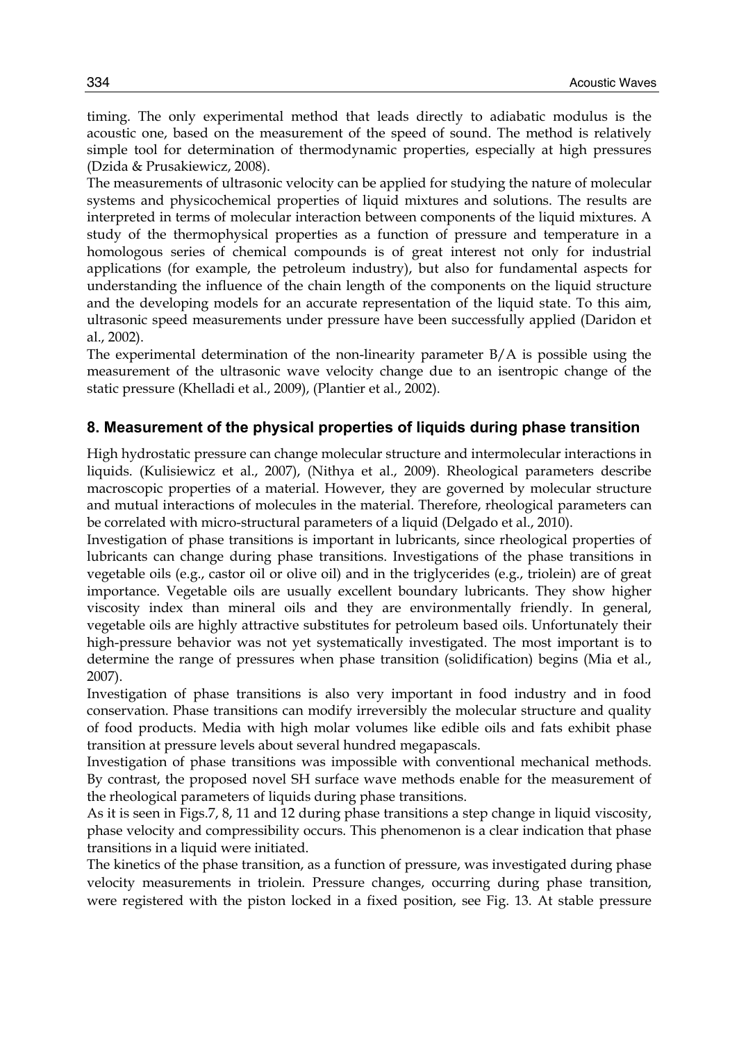timing. The only experimental method that leads directly to adiabatic modulus is the acoustic one, based on the measurement of the speed of sound. The method is relatively simple tool for determination of thermodynamic properties, especially at high pressures (Dzida & Prusakiewicz, 2008).

The measurements of ultrasonic velocity can be applied for studying the nature of molecular systems and physicochemical properties of liquid mixtures and solutions. The results are interpreted in terms of molecular interaction between components of the liquid mixtures. A study of the thermophysical properties as a function of pressure and temperature in a homologous series of chemical compounds is of great interest not only for industrial applications (for example, the petroleum industry), but also for fundamental aspects for understanding the influence of the chain length of the components on the liquid structure and the developing models for an accurate representation of the liquid state. To this aim, ultrasonic speed measurements under pressure have been successfully applied (Daridon et al., 2002).

The experimental determination of the non-linearity parameter $B/A$ is possible using the measurement of the ultrasonic wave velocity change due to an isentropic change of the static pressure (Khelladi et al., 2009), (Plantier et al., 2002).

## 8. Measurement of the physical properties of liquids during phase transition

High hydrostatic pressure can change molecular structure and intermolecular interactions in liquids. (Kulisiewicz et al., 2007), (Nithya et al., 2009). Rheological parameters describe macroscopic properties of a material. However, they are governed by molecular structure and mutual interactions of molecules in the material. Therefore, rheological parameters can be correlated with micro-structural parameters of a liquid (Delgado et al., 2010).

Investigation of phase transitions is important in lubricants, since rheological properties of lubricants can change during phase transitions. Investigations of the phase transitions in vegetable oils (e.g., castor oil or olive oil) and in the triglycerides (e.g., triolein) are of great importance. Vegetable oils are usually excellent boundary lubricants. They show higher viscosity index than mineral oils and they are environmentally friendly. In general, vegetable oils are highly attractive substitutes for petroleum based oils. Unfortunately their high-pressure behavior was not yet systematically investigated. The most important is to determine the range of pressures when phase transition (solidification) begins (Mia et al., 2007).

Investigation of phase transitions is also very important in food industry and in food conservation. Phase transitions can modify irreversibly the molecular structure and quality of food products. Media with high molar volumes like edible oils and fats exhibit phase transition at pressure levels about several hundred megapascals.

Investigation of phase transitions was impossible with conventional mechanical methods. By contrast, the proposed novel SH surface wave methods enable for the measurement of the rheological parameters of liquids during phase transitions.

As it is seen in Figs.7, 8, 11 and 12 during phase transitions a step change in liquid viscosity, phase velocity and compressibility occurs. This phenomenon is a clear indication that phase transitions in a liquid were initiated.

The kinetics of the phase transition, as a function of pressure, was investigated during phase velocity measurements in triolein. Pressure changes, occurring during phase transition, were registered with the piston locked in a fixed position, see Fig. 13. At stable pressure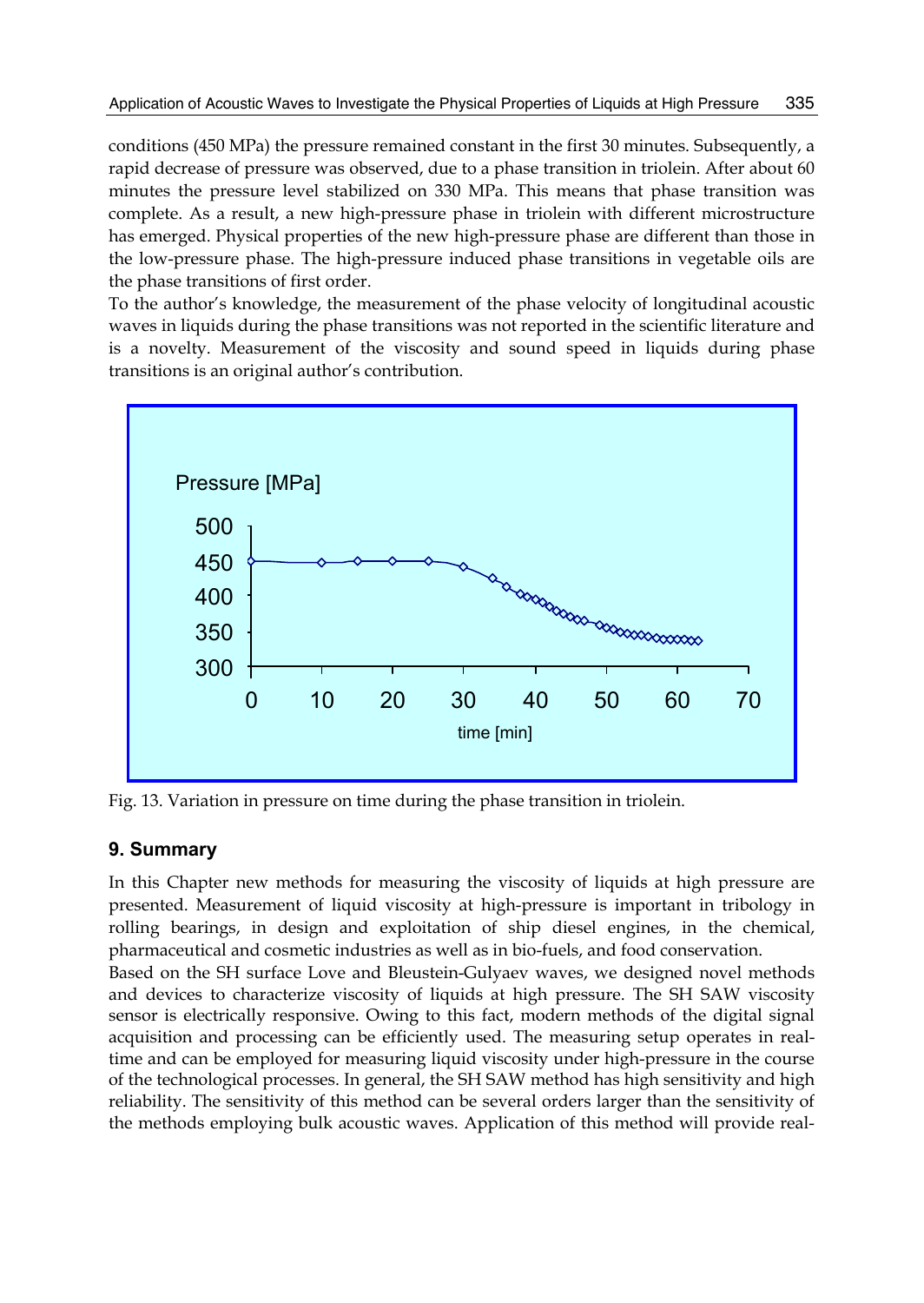conditions (450 MPa) the pressure remained constant in the first 30 minutes. Subsequently, a rapid decrease of pressure was observed, due to a phase transition in triolein. After about 60 minutes the pressure level stabilized on 330 MPa. This means that phase transition was complete. As a result, a new high-pressure phase in triolein with different microstructure has emerged. Physical properties of the new high-pressure phase are different than those in the low-pressure phase. The high-pressure induced phase transitions in vegetable oils are the phase transitions of first order.

To the author's knowledge, the measurement of the phase velocity of longitudinal acoustic waves in liquids during the phase transitions was not reported in the scientific literature and is a novelty. Measurement of the viscosity and sound speed in liquids during phase transitions is an original author's contribution.

Pressure [MPa]

500
450
400
350
300

0 10 20 30 40 50 60 70

time [min]

Fig. 13. Variation in pressure on time during the phase transition in triolein.

## 9. Summary

In this Chapter new methods for measuring the viscosity of liquids at high pressure are presented. Measurement of liquid viscosity at high-pressure is important in tribology in rolling bearings, in design and exploitation of ship diesel engines, in the chemical, pharmaceutical and cosmetic industries as well as in bio-fuels, and food conservation.

Based on the SH surface Love and Bleustein-Gulyaev waves, we designed novel methods and devices to characterize viscosity of liquids at high pressure. The SH SAW viscosity sensor is electrically responsive. Owing to this fact, modern methods of the digital signal acquisition and processing can be efficiently used. The measuring setup operates in real-time and can be employed for measuring liquid viscosity under high-pressure in the course of the technological processes. In general, the SH SAW method has high sensitivity and high reliability. The sensitivity of this method can be several orders larger than the sensitivity of the methods employing bulk acoustic waves. Application of this method will provide real-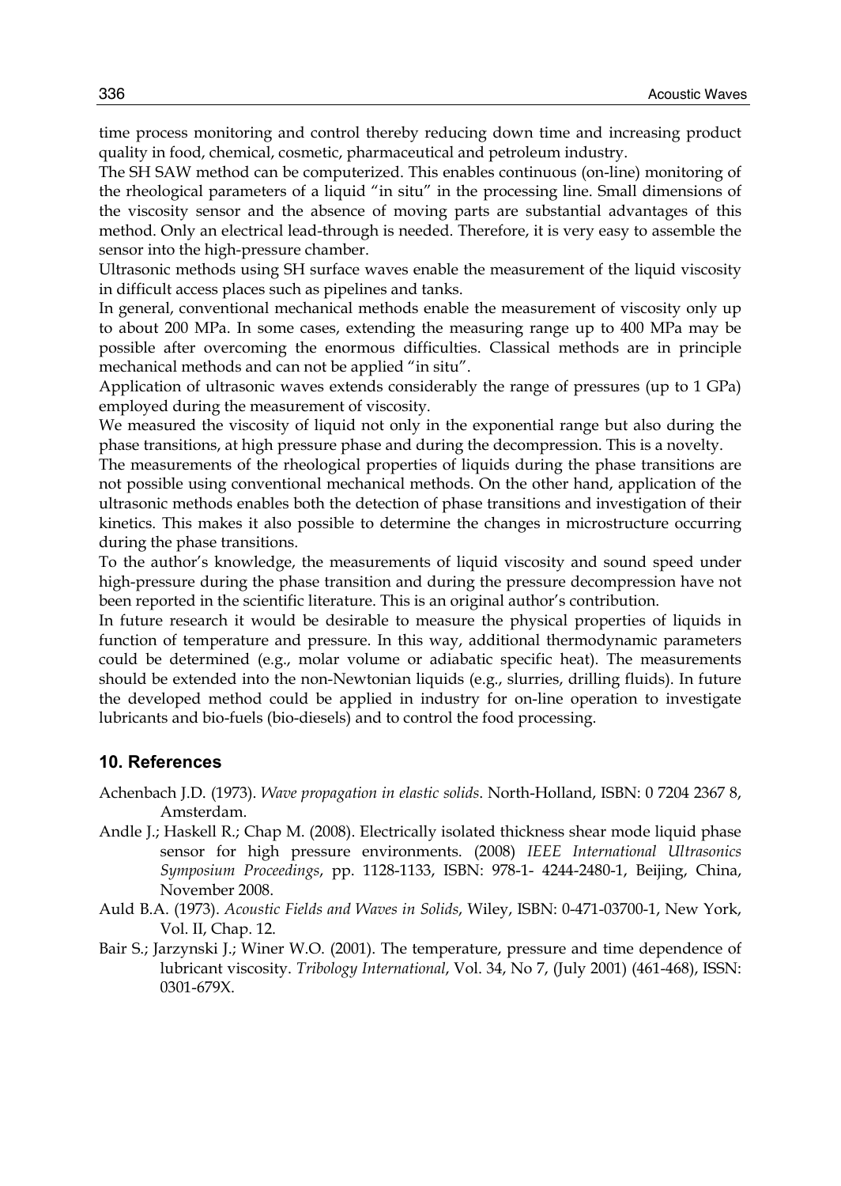time process monitoring and control thereby reducing down time and increasing product quality in food, chemical, cosmetic, pharmaceutical and petroleum industry.

The SH SAW method can be computerized. This enables continuous (on-line) monitoring of the rheological parameters of a liquid "in situ" in the processing line. Small dimensions of the viscosity sensor and the absence of moving parts are substantial advantages of this method. Only an electrical lead-through is needed. Therefore, it is very easy to assemble the sensor into the high-pressure chamber.

Ultrasonic methods using SH surface waves enable the measurement of the liquid viscosity in difficult access places such as pipelines and tanks.

In general, conventional mechanical methods enable the measurement of viscosity only up to about 200 MPa. In some cases, extending the measuring range up to 400 MPa may be possible after overcoming the enormous difficulties. Classical methods are in principle mechanical methods and can not be applied "in situ".

Application of ultrasonic waves extends considerably the range of pressures (up to 1 GPa) employed during the measurement of viscosity.

We measured the viscosity of liquid not only in the exponential range but also during the phase transitions, at high pressure phase and during the decompression. This is a novelty.

The measurements of the rheological properties of liquids during the phase transitions are not possible using conventional mechanical methods. On the other hand, application of the ultrasonic methods enables both the detection of phase transitions and investigation of their kinetics. This makes it also possible to determine the changes in microstructure occurring during the phase transitions.

To the author's knowledge, the measurements of liquid viscosity and sound speed under high-pressure during the phase transition and during the pressure decompression have not been reported in the scientific literature. This is an original author's contribution.

In future research it would be desirable to measure the physical properties of liquids in function of temperature and pressure. In this way, additional thermodynamic parameters could be determined (e.g., molar volume or adiabatic specific heat). The measurements should be extended into the non-Newtonian liquids (e.g., slurries, drilling fluids). In future the developed method could be applied in industry for on-line operation to investigate lubricants and bio-fuels (bio-diesels) and to control the food processing.

## 10. References

Achenbach J.D. (1973). *Wave propagation in elastic solids*. North-Holland, ISBN: 0 7204 2367 8, Amsterdam.

Andle J.; Haskell R.; Chap M. (2008). Electrically isolated thickness shear mode liquid phase sensor for high pressure environments. (2008) *IEEE International Ultrasonics Symposium Proceedings*, pp. 1128-1133, ISBN: 978-1- 4244-2480-1, Beijing, China, November 2008.

Auld B.A. (1973). *Acoustic Fields and Waves in Solids*, Wiley, ISBN: 0-471-03700-1, New York, Vol. II, Chap. 12.

Bair S.; Jarzynski J.; Winer W.O. (2001). The temperature, pressure and time dependence of lubricant viscosity. *Tribology International*, Vol. 34, No 7, (July 2001) (461-468), ISSN: 0301-679X.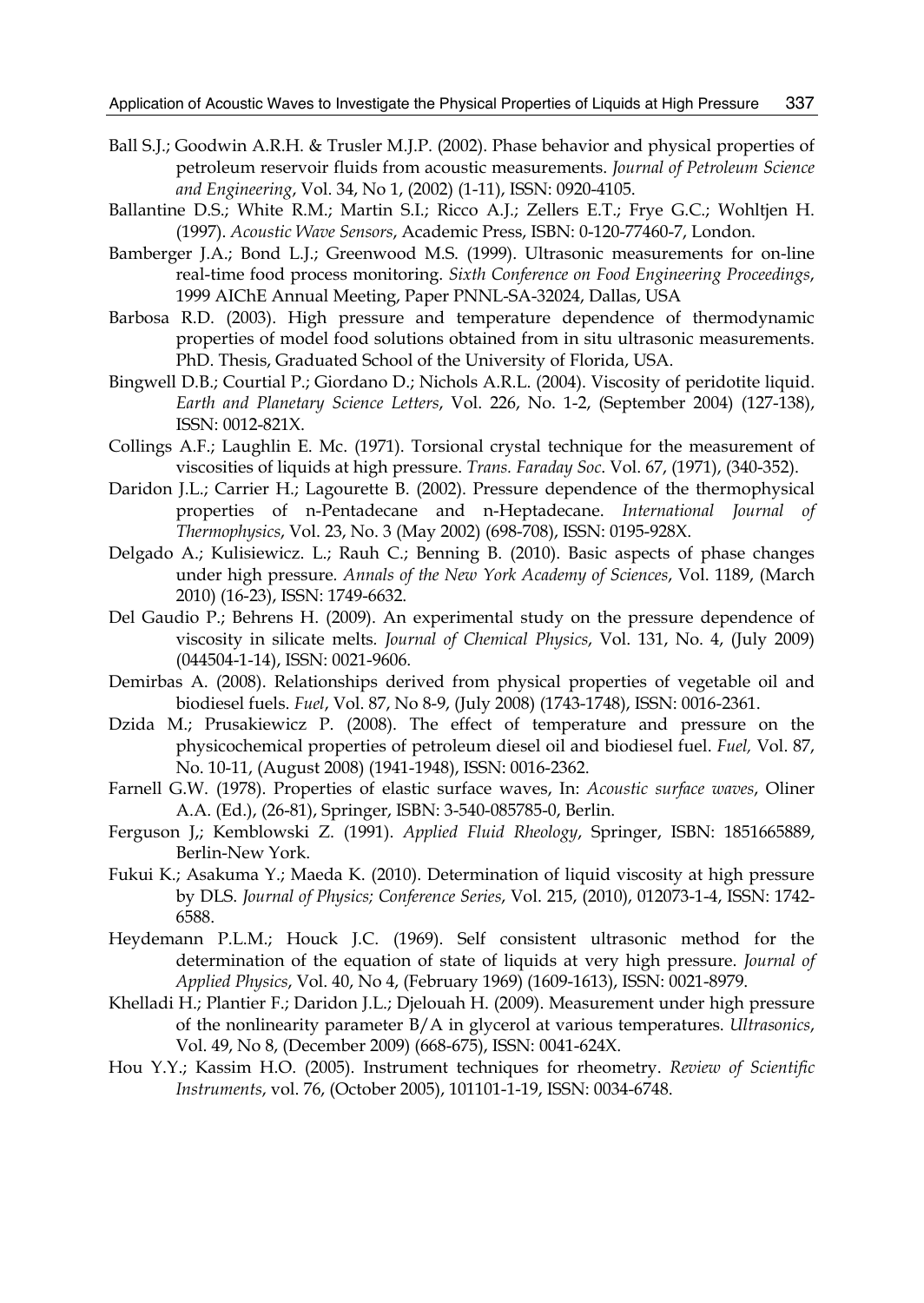Ball S.J.; Goodwin A.R.H. & Trusler M.J.P. (2002). Phase behavior and physical properties of petroleum reservoir fluids from acoustic measurements. *Journal of Petroleum Science and Engineering*, Vol. 34, No 1, (2002) (1-11), ISSN: 0920-4105.

Ballantine D.S.; White R.M.; Martin S.I.; Ricco A.J.; Zellers E.T.; Frye G.C.; Wohltjen H. (1997). *Acoustic Wave Sensors*, Academic Press, ISBN: 0-120-77460-7, London.

Bamberger J.A.; Bond L.J.; Greenwood M.S. (1999). Ultrasonic measurements for on-line real-time food process monitoring. *Sixth Conference on Food Engineering Proceedings*, 1999 AIChE Annual Meeting, Paper PNNL-SA-32024, Dallas, USA

Barbosa R.D. (2003). High pressure and temperature dependence of thermodynamic properties of model food solutions obtained from in situ ultrasonic measurements. PhD. Thesis, Graduated School of the University of Florida, USA.

Bingwell D.B.; Courtial P.; Giordano D.; Nichols A.R.L. (2004). Viscosity of peridotite liquid. *Earth and Planetary Science Letters*, Vol. 226, No. 1-2, (September 2004) (127-138), ISSN: 0012-821X.

Collings A.F.; Laughlin E. Mc. (1971). Torsional crystal technique for the measurement of viscosities of liquids at high pressure. *Trans. Faraday Soc*. Vol. 67, (1971), (340-352).

Daridon J.L.; Carrier H.; Lagourette B. (2002). Pressure dependence of the thermophysical properties of n-Pentadecane and n-Heptadecane. *International Journal of Thermophysics*, Vol. 23, No. 3 (May 2002) (698-708), ISSN: 0195-928X.

Delgado A.; Kulisiewicz. L.; Rauh C.; Benning B. (2010). Basic aspects of phase changes under high pressure. *Annals of the New York Academy of Sciences*, Vol. 1189, (March 2010) (16-23), ISSN: 1749-6632.

Del Gaudio P.; Behrens H. (2009). An experimental study on the pressure dependence of viscosity in silicate melts. *Journal of Chemical Physics*, Vol. 131, No. 4, (July 2009) (044504-1-14), ISSN: 0021-9606.

Demirbas A. (2008). Relationships derived from physical properties of vegetable oil and biodiesel fuels. *Fuel*, Vol. 87, No 8-9, (July 2008) (1743-1748), ISSN: 0016-2361.

Dzida M.; Prusakiewicz P. (2008). The effect of temperature and pressure on the physicochemical properties of petroleum diesel oil and biodiesel fuel. *Fuel,* Vol. 87, No. 10-11, (August 2008) (1941-1948), ISSN: 0016-2362.

Farnell G.W. (1978). Properties of elastic surface waves, In: *Acoustic surface waves*, Oliner A.A. (Ed.), (26-81), Springer, ISBN: 3-540-085785-0, Berlin.

Ferguson J,; Kemblowski Z. (1991). *Applied Fluid Rheology*, Springer, ISBN: 1851665889, Berlin-New York.

Fukui K.; Asakuma Y.; Maeda K. (2010). Determination of liquid viscosity at high pressure by DLS. *Journal of Physics; Conference Series*, Vol. 215, (2010), 012073-1-4, ISSN: 1742-6588.

Heydemann P.L.M.; Houck J.C. (1969). Self consistent ultrasonic method for the determination of the equation of state of liquids at very high pressure. *Journal of Applied Physics*, Vol. 40, No 4, (February 1969) (1609-1613), ISSN: 0021-8979.

Khelladi H.; Plantier F.; Daridon J.L.; Djelouah H. (2009). Measurement under high pressure of the nonlinearity parameter B/A in glycerol at various temperatures. *Ultrasonics*, Vol. 49, No 8, (December 2009) (668-675), ISSN: 0041-624X.

Hou Y.Y.; Kassim H.O. (2005). Instrument techniques for rheometry. *Review of Scientific Instruments*, vol. 76, (October 2005), 101101-1-19, ISSN: 0034-6748.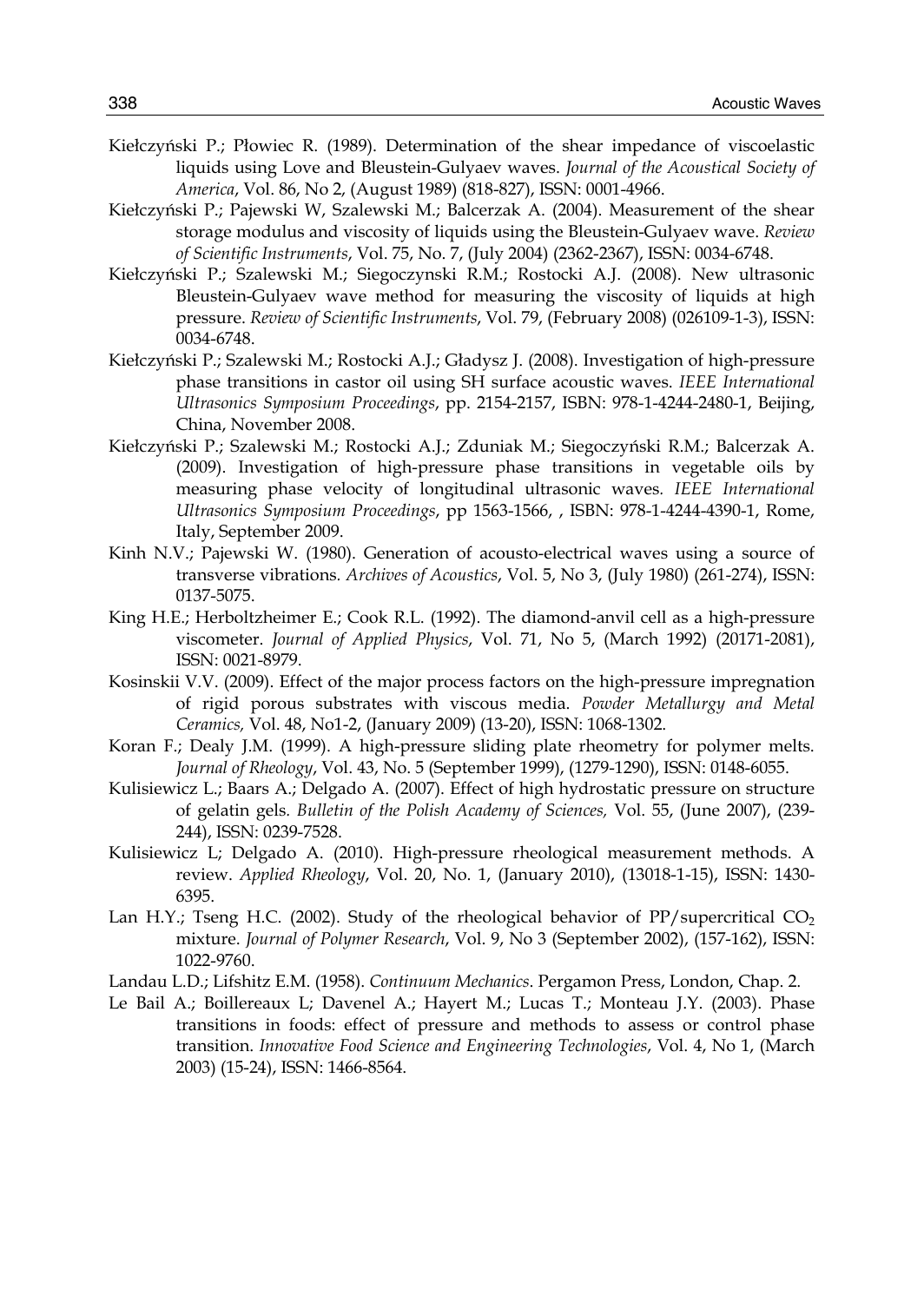Kiełczyński P.; Płowiec R. (1989). Determination of the shear impedance of viscoelastic liquids using Love and Bleustein-Gulyaev waves. *Journal of the Acoustical Society of America*, Vol. 86, No 2, (August 1989) (818-827), ISSN: 0001-4966.

Kiełczyński P.; Pajewski W, Szalewski M.; Balcerzak A. (2004). Measurement of the shear storage modulus and viscosity of liquids using the Bleustein-Gulyaev wave. *Review of Scientific Instruments*, Vol. 75, No. 7, (July 2004) (2362-2367), ISSN: 0034-6748.

Kiełczyński P.; Szalewski M.; Siegoczynski R.M.; Rostocki A.J. (2008). New ultrasonic Bleustein-Gulyaev wave method for measuring the viscosity of liquids at high pressure. *Review of Scientific Instruments*, Vol. 79, (February 2008) (026109-1-3), ISSN: 0034-6748.

Kiełczyński P.; Szalewski M.; Rostocki A.J.; Gładysz J. (2008). Investigation of high-pressure phase transitions in castor oil using SH surface acoustic waves. *IEEE International Ultrasonics Symposium Proceedings*, pp. 2154-2157, ISBN: 978-1-4244-2480-1, Beijing, China, November 2008.

Kiełczyński P.; Szalewski M.; Rostocki A.J.; Zduniak M.; Siegoczyński R.M.; Balcerzak A. (2009). Investigation of high-pressure phase transitions in vegetable oils by measuring phase velocity of longitudinal ultrasonic waves. *IEEE International Ultrasonics Symposium Proceedings*, pp 1563-1566, , ISBN: 978-1-4244-4390-1, Rome, Italy, September 2009.

Kinh N.V.; Pajewski W. (1980). Generation of acousto-electrical waves using a source of transverse vibrations. *Archives of Acoustics*, Vol. 5, No 3, (July 1980) (261-274), ISSN: 0137-5075.

King H.E.; Herboltzheimer E.; Cook R.L. (1992). The diamond-anvil cell as a high-pressure viscometer. *Journal of Applied Physics*, Vol. 71, No 5, (March 1992) (20171-2081), ISSN: 0021-8979.

Kosinskii V.V. (2009). Effect of the major process factors on the high-pressure impregnation of rigid porous substrates with viscous media. *Powder Metallurgy and Metal Ceramics,* Vol. 48, No1-2, (January 2009) (13-20), ISSN: 1068-1302.

Koran F.; Dealy J.M. (1999). A high-pressure sliding plate rheometry for polymer melts. *Journal of Rheology*, Vol. 43, No. 5 (September 1999), (1279-1290), ISSN: 0148-6055.

Kulisiewicz L.; Baars A.; Delgado A. (2007). Effect of high hydrostatic pressure on structure of gelatin gels. *Bulletin of the Polish Academy of Sciences,* Vol. 55, (June 2007), (239-244), ISSN: 0239-7528.

Kulisiewicz L; Delgado A. (2010). High-pressure rheological measurement methods. A review. *Applied Rheology*, Vol. 20, No. 1, (January 2010), (13018-1-15), ISSN: 1430-6395.

Lan H.Y.; Tseng H.C. (2002). Study of the rheological behavior of PP/supercritical $CO_2$ mixture. *Journal of Polymer Research*, Vol. 9, No 3 (September 2002), (157-162), ISSN: 1022-9760.

Landau L.D.; Lifshitz E.M. (1958). *Continuum Mechanics*. Pergamon Press, London, Chap. 2.

Le Bail A.; Boillereaux L; Davenel A.; Hayert M.; Lucas T.; Monteau J.Y. (2003). Phase transitions in foods: effect of pressure and methods to assess or control phase transition. *Innovative Food Science and Engineering Technologies*, Vol. 4, No 1, (March 2003) (15-24), ISSN: 1466-8564.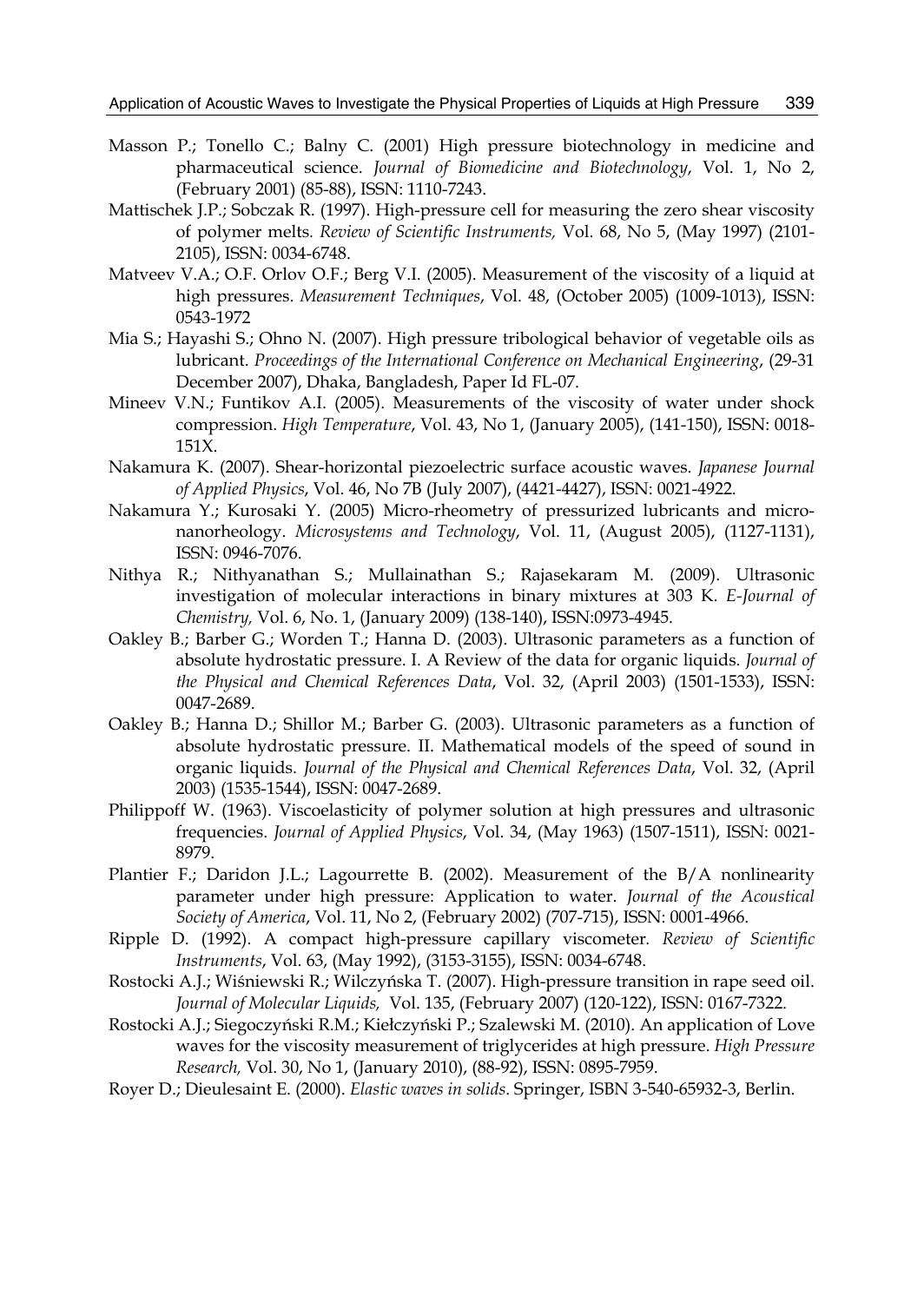Masson P.; Tonello C.; Balny C. (2001) High pressure biotechnology in medicine and pharmaceutical science. *Journal of Biomedicine and Biotechnology*, Vol. 1, No 2, (February 2001) (85-88), ISSN: 1110-7243.

Mattischek J.P.; Sobczak R. (1997). High-pressure cell for measuring the zero shear viscosity of polymer melts. *Review of Scientific Instruments,* Vol. 68, No 5, (May 1997) (2101-2105), ISSN: 0034-6748.

Matveev V.A.; O.F. Orlov O.F.; Berg V.I. (2005). Measurement of the viscosity of a liquid at high pressures. *Measurement Techniques*, Vol. 48, (October 2005) (1009-1013), ISSN: 0543-1972

Mia S.; Hayashi S.; Ohno N. (2007). High pressure tribological behavior of vegetable oils as lubricant. *Proceedings of the International Conference on Mechanical Engineering*, (29-31 December 2007), Dhaka, Bangladesh, Paper Id FL-07.

Mineev V.N.; Funtikov A.I. (2005). Measurements of the viscosity of water under shock compression. *High Temperature*, Vol. 43, No 1, (January 2005), (141-150), ISSN: 0018-151X.

Nakamura K. (2007). Shear-horizontal piezoelectric surface acoustic waves. *Japanese Journal of Applied Physics*, Vol. 46, No 7B (July 2007), (4421-4427), ISSN: 0021-4922.

Nakamura Y.; Kurosaki Y. (2005) Micro-rheometry of pressurized lubricants and micro-nanorheology. *Microsystems and Technology*, Vol. 11, (August 2005), (1127-1131), ISSN: 0946-7076.

Nithya R.; Nithyanathan S.; Mullainathan S.; Rajasekaram M. (2009). Ultrasonic investigation of molecular interactions in binary mixtures at 303 K. *E-Journal of Chemistry,* Vol. 6, No. 1, (January 2009) (138-140), ISSN:0973-4945.

Oakley B.; Barber G.; Worden T.; Hanna D. (2003). Ultrasonic parameters as a function of absolute hydrostatic pressure. I. A Review of the data for organic liquids. *Journal of the Physical and Chemical References Data*, Vol. 32, (April 2003) (1501-1533), ISSN: 0047-2689.

Oakley B.; Hanna D.; Shillor M.; Barber G. (2003). Ultrasonic parameters as a function of absolute hydrostatic pressure. II. Mathematical models of the speed of sound in organic liquids. *Journal of the Physical and Chemical References Data*, Vol. 32, (April 2003) (1535-1544), ISSN: 0047-2689.

Philippoff W. (1963). Viscoelasticity of polymer solution at high pressures and ultrasonic frequencies. *Journal of Applied Physics*, Vol. 34, (May 1963) (1507-1511), ISSN: 0021-8979.

Plantier F.; Daridon J.L.; Lagourrette B. (2002). Measurement of the B/A nonlinearity parameter under high pressure: Application to water. *Journal of the Acoustical Society of America*, Vol. 11, No 2, (February 2002) (707-715), ISSN: 0001-4966.

Ripple D. (1992). A compact high-pressure capillary viscometer. *Review of Scientific Instruments*, Vol. 63, (May 1992), (3153-3155), ISSN: 0034-6748.

Rostocki A.J.; Wiśniewski R.; Wilczyńska T. (2007). High-pressure transition in rape seed oil. *Journal of Molecular Liquids,* Vol. 135, (February 2007) (120-122), ISSN: 0167-7322.

Rostocki A.J.; Siegoczyński R.M.; Kiełczyński P.; Szalewski M. (2010). An application of Love waves for the viscosity measurement of triglycerides at high pressure. *High Pressure Research,* Vol. 30, No 1, (January 2010), (88-92), ISSN: 0895-7959.

Royer D.; Dieulesaint E. (2000). *Elastic waves in solids*. Springer, ISBN 3-540-65932-3, Berlin.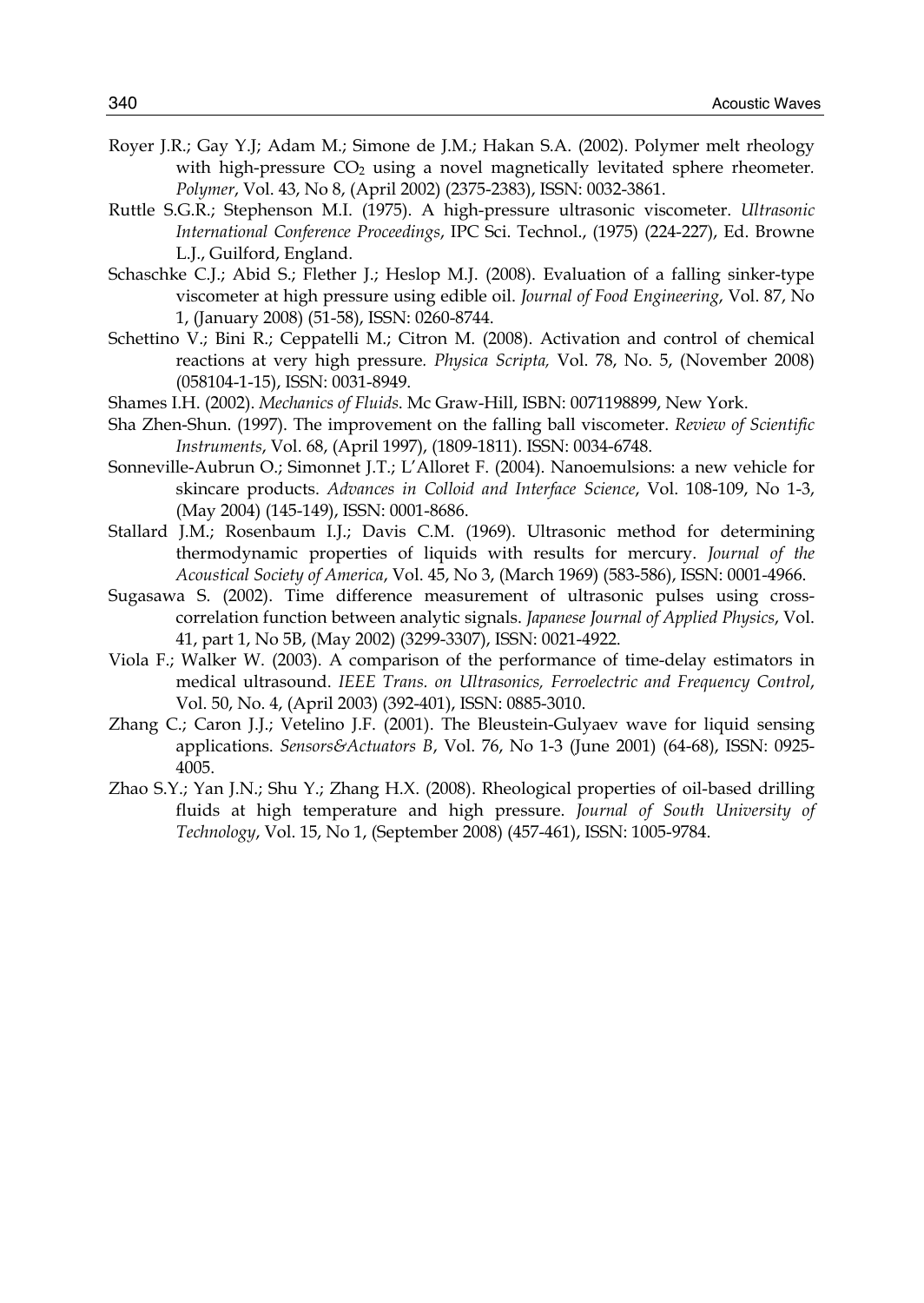Royer J.R.; Gay Y.J; Adam M.; Simone de J.M.; Hakan S.A. (2002). Polymer melt rheology with high-pressure $CO_2$ using a novel magnetically levitated sphere rheometer. *Polymer*, Vol. 43, No 8, (April 2002) (2375-2383), ISSN: 0032-3861.

Ruttle S.G.R.; Stephenson M.I. (1975). A high-pressure ultrasonic viscometer. *Ultrasonic International Conference Proceedings*, IPC Sci. Technol., (1975) (224-227), Ed. Browne L.J., Guilford, England.

Schaschke C.J.; Abid S.; Flether J.; Heslop M.J. (2008). Evaluation of a falling sinker-type viscometer at high pressure using edible oil. *Journal of Food Engineering*, Vol. 87, No 1, (January 2008) (51-58), ISSN: 0260-8744.

Schettino V.; Bini R.; Ceppatelli M.; Citron M. (2008). Activation and control of chemical reactions at very high pressure. *Physica Scripta,* Vol. 78, No. 5, (November 2008) (058104-1-15), ISSN: 0031-8949.

Shames I.H. (2002). *Mechanics of Fluids*. Mc Graw-Hill, ISBN: 0071198899, New York.

Sha Zhen-Shun. (1997). The improvement on the falling ball viscometer. *Review of Scientific Instruments*, Vol. 68, (April 1997), (1809-1811). ISSN: 0034-6748.

Sonneville-Aubrun O.; Simonnet J.T.; L'Alloret F. (2004). Nanoemulsions: a new vehicle for skincare products. *Advances in Colloid and Interface Science*, Vol. 108-109, No 1-3, (May 2004) (145-149), ISSN: 0001-8686.

Stallard J.M.; Rosenbaum I.J.; Davis C.M. (1969). Ultrasonic method for determining thermodynamic properties of liquids with results for mercury. *Journal of the Acoustical Society of America*, Vol. 45, No 3, (March 1969) (583-586), ISSN: 0001-4966.

Sugasawa S. (2002). Time difference measurement of ultrasonic pulses using cross-correlation function between analytic signals. *Japanese Journal of Applied Physics*, Vol. 41, part 1, No 5B, (May 2002) (3299-3307), ISSN: 0021-4922.

Viola F.; Walker W. (2003). A comparison of the performance of time-delay estimators in medical ultrasound. *IEEE Trans. on Ultrasonics, Ferroelectric and Frequency Control*, Vol. 50, No. 4, (April 2003) (392-401), ISSN: 0885-3010.

Zhang C.; Caron J.J.; Vetelino J.F. (2001). The Bleustein-Gulyaev wave for liquid sensing applications. *Sensors&Actuators B*, Vol. 76, No 1-3 (June 2001) (64-68), ISSN: 0925-4005.

Zhao S.Y.; Yan J.N.; Shu Y.; Zhang H.X. (2008). Rheological properties of oil-based drilling fluids at high temperature and high pressure. *Journal of South University of Technology*, Vol. 15, No 1, (September 2008) (457-461), ISSN: 1005-9784.